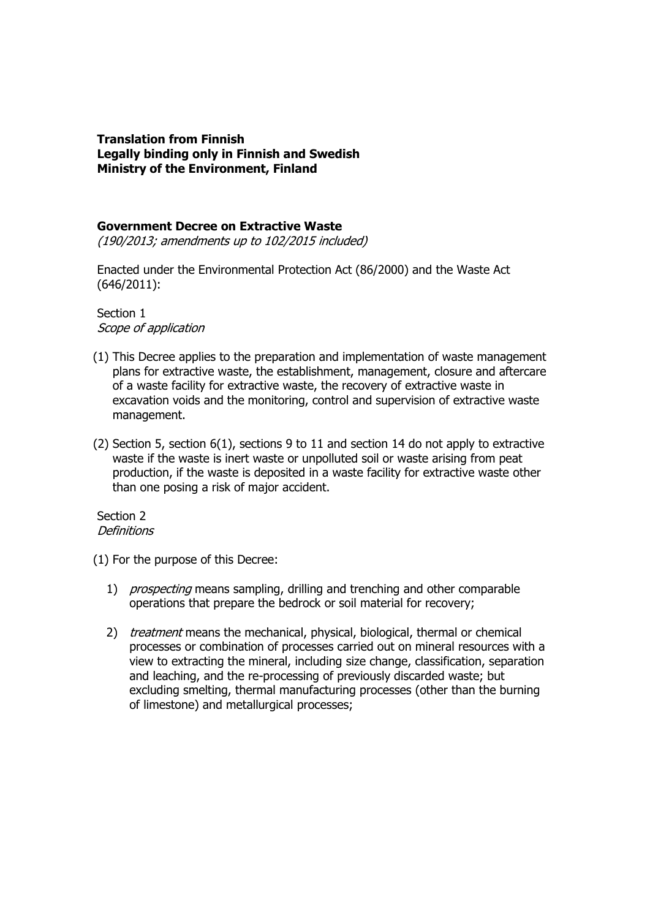**Translation from Finnish**
**Legally binding only in Finnish and Swedish**
**Ministry of the Environment, Finland**

# Government Decree on Extractive Waste

*(190/2013; amendments up to 102/2015 included)*

Enacted under the Environmental Protection Act (86/2000) and the Waste Act (646/2011):

## Section 1
*Scope of application*

(1) This Decree applies to the preparation and implementation of waste management plans for extractive waste, the establishment, management, closure and aftercare of a waste facility for extractive waste, the recovery of extractive waste in excavation voids and the monitoring, control and supervision of extractive waste management.

(2) Section 5, section 6(1), sections 9 to 11 and section 14 do not apply to extractive waste if the waste is inert waste or unpolluted soil or waste arising from peat production, if the waste is deposited in a waste facility for extractive waste other than one posing a risk of major accident.

## Section 2
*Definitions*

(1) For the purpose of this Decree:

1) *prospecting* means sampling, drilling and trenching and other comparable operations that prepare the bedrock or soil material for recovery;

2) *treatment* means the mechanical, physical, biological, thermal or chemical processes or combination of processes carried out on mineral resources with a view to extracting the mineral, including size change, classification, separation and leaching, and the re-processing of previously discarded waste; but excluding smelting, thermal manufacturing processes (other than the burning of limestone) and metallurgical processes;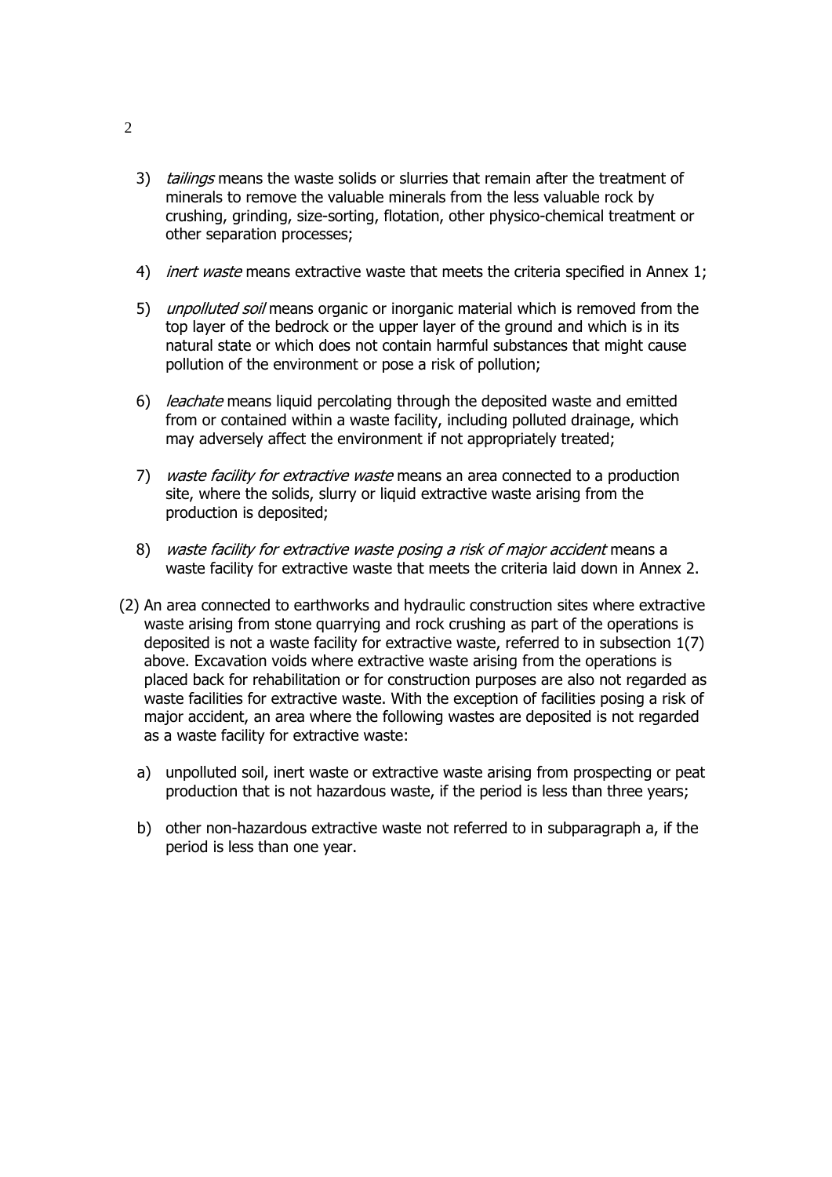3) *tailings* means the waste solids or slurries that remain after the treatment of minerals to remove the valuable minerals from the less valuable rock by crushing, grinding, size-sorting, flotation, other physico-chemical treatment or other separation processes;

4) *inert waste* means extractive waste that meets the criteria specified in Annex 1;

5) *unpolluted soil* means organic or inorganic material which is removed from the top layer of the bedrock or the upper layer of the ground and which is in its natural state or which does not contain harmful substances that might cause pollution of the environment or pose a risk of pollution;

6) *leachate* means liquid percolating through the deposited waste and emitted from or contained within a waste facility, including polluted drainage, which may adversely affect the environment if not appropriately treated;

7) *waste facility for extractive waste* means an area connected to a production site, where the solids, slurry or liquid extractive waste arising from the production is deposited;

8) *waste facility for extractive waste posing a risk of major accident* means a waste facility for extractive waste that meets the criteria laid down in Annex 2.

(2) An area connected to earthworks and hydraulic construction sites where extractive waste arising from stone quarrying and rock crushing as part of the operations is deposited is not a waste facility for extractive waste, referred to in subsection 1(7) above. Excavation voids where extractive waste arising from the operations is placed back for rehabilitation or for construction purposes are also not regarded as waste facilities for extractive waste. With the exception of facilities posing a risk of major accident, an area where the following wastes are deposited is not regarded as a waste facility for extractive waste:

a) unpolluted soil, inert waste or extractive waste arising from prospecting or peat production that is not hazardous waste, if the period is less than three years;

b) other non-hazardous extractive waste not referred to in subparagraph a, if the period is less than one year.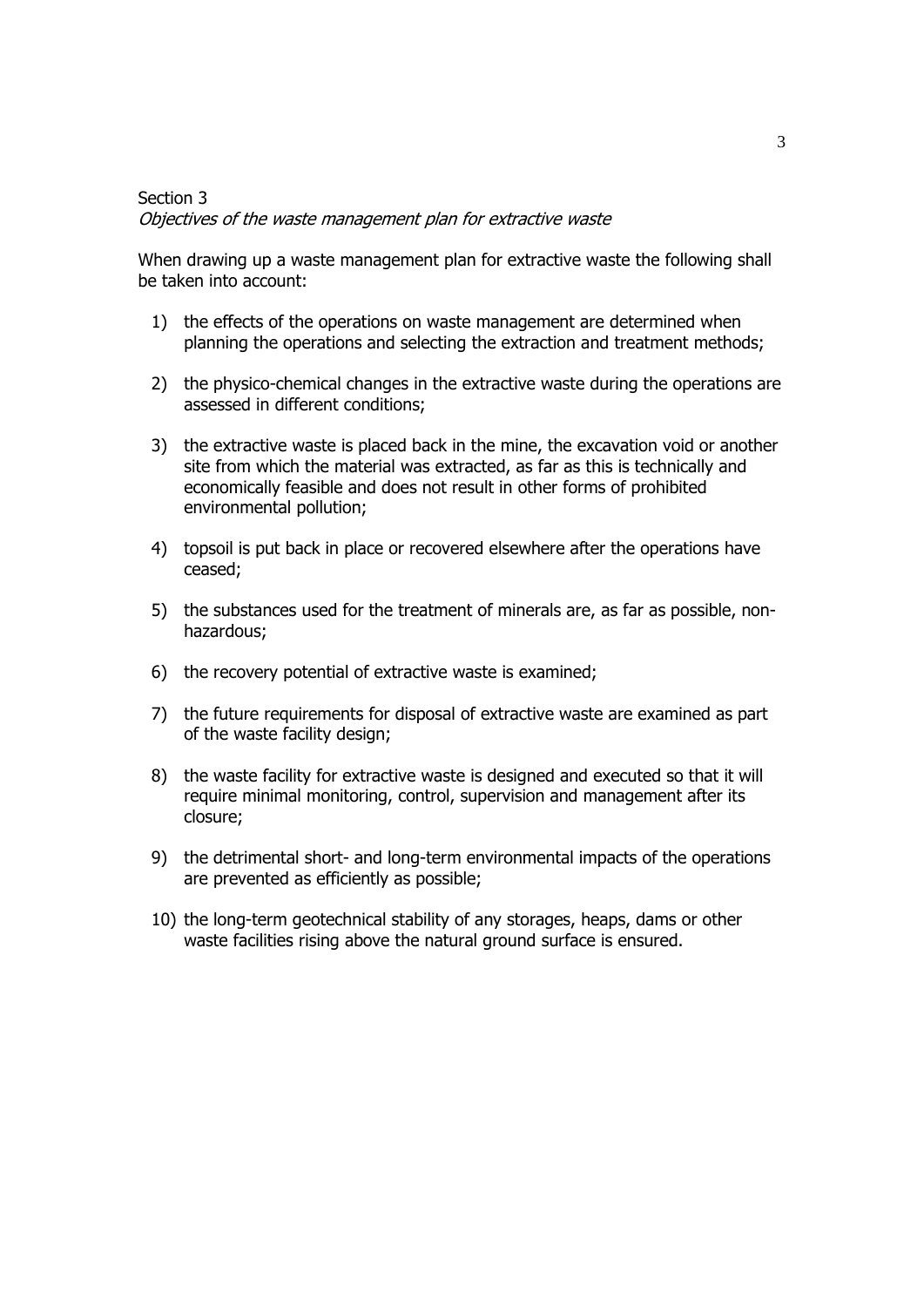Section 3

*Objectives of the waste management plan for extractive waste*

When drawing up a waste management plan for extractive waste the following shall be taken into account:

1) the effects of the operations on waste management are determined when planning the operations and selecting the extraction and treatment methods;
2) the physico-chemical changes in the extractive waste during the operations are assessed in different conditions;
3) the extractive waste is placed back in the mine, the excavation void or another site from which the material was extracted, as far as this is technically and economically feasible and does not result in other forms of prohibited environmental pollution;
4) topsoil is put back in place or recovered elsewhere after the operations have ceased;
5) the substances used for the treatment of minerals are, as far as possible, non-hazardous;
6) the recovery potential of extractive waste is examined;
7) the future requirements for disposal of extractive waste are examined as part of the waste facility design;
8) the waste facility for extractive waste is designed and executed so that it will require minimal monitoring, control, supervision and management after its closure;
9) the detrimental short- and long-term environmental impacts of the operations are prevented as efficiently as possible;
10) the long-term geotechnical stability of any storages, heaps, dams or other waste facilities rising above the natural ground surface is ensured.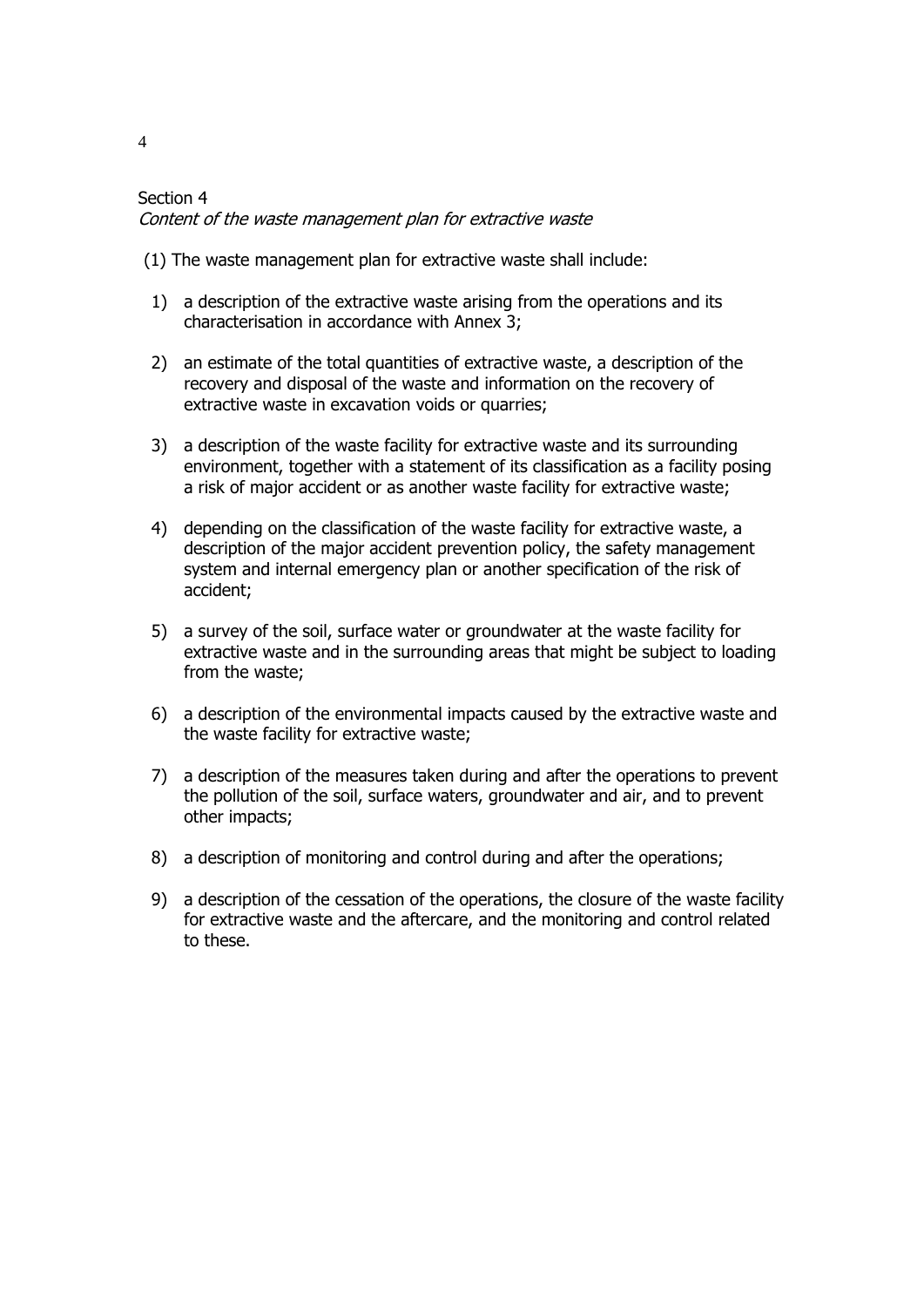Section 4

*Content of the waste management plan for extractive waste*

(1) The waste management plan for extractive waste shall include:

1) a description of the extractive waste arising from the operations and its characterisation in accordance with Annex 3;

2) an estimate of the total quantities of extractive waste, a description of the recovery and disposal of the waste and information on the recovery of extractive waste in excavation voids or quarries;

3) a description of the waste facility for extractive waste and its surrounding environment, together with a statement of its classification as a facility posing a risk of major accident or as another waste facility for extractive waste;

4) depending on the classification of the waste facility for extractive waste, a description of the major accident prevention policy, the safety management system and internal emergency plan or another specification of the risk of accident;

5) a survey of the soil, surface water or groundwater at the waste facility for extractive waste and in the surrounding areas that might be subject to loading from the waste;

6) a description of the environmental impacts caused by the extractive waste and the waste facility for extractive waste;

7) a description of the measures taken during and after the operations to prevent the pollution of the soil, surface waters, groundwater and air, and to prevent other impacts;

8) a description of monitoring and control during and after the operations;

9) a description of the cessation of the operations, the closure of the waste facility for extractive waste and the aftercare, and the monitoring and control related to these.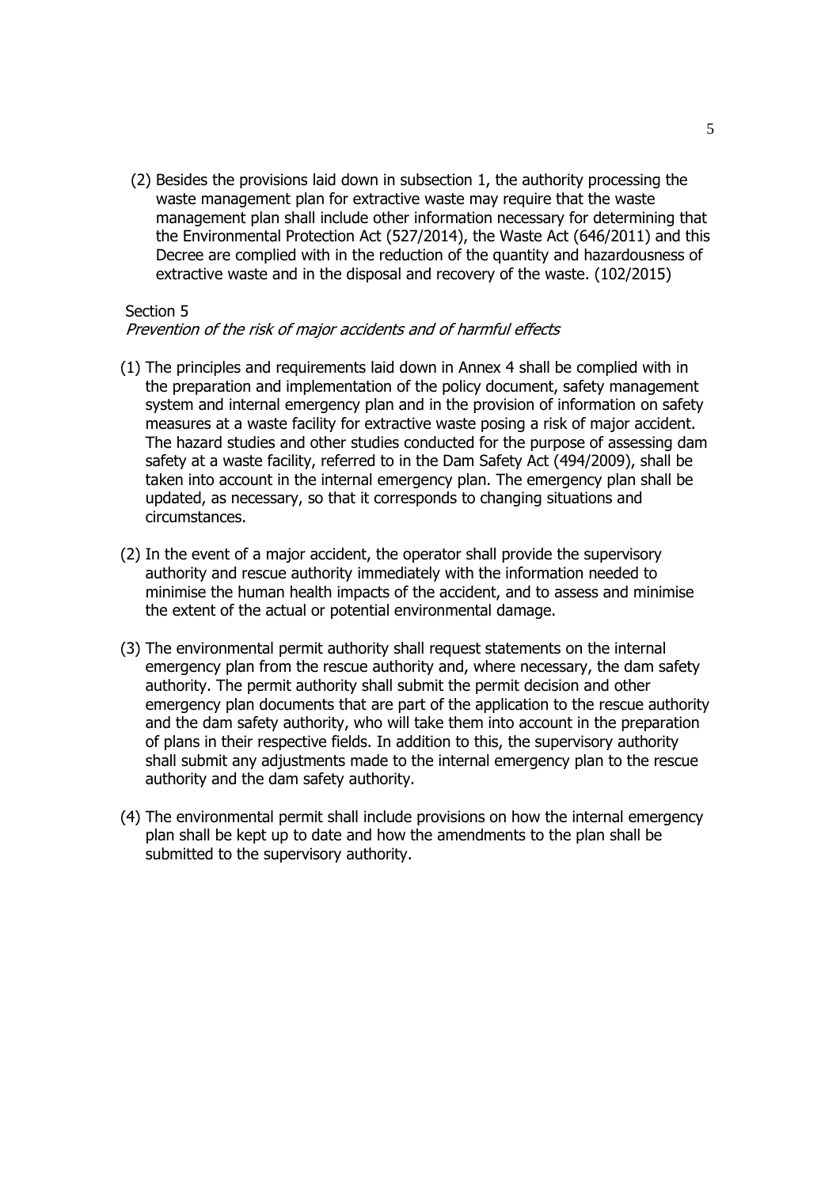(2) Besides the provisions laid down in subsection 1, the authority processing the waste management plan for extractive waste may require that the waste management plan shall include other information necessary for determining that the Environmental Protection Act (527/2014), the Waste Act (646/2011) and this Decree are complied with in the reduction of the quantity and hazardousness of extractive waste and in the disposal and recovery of the waste. (102/2015)

Section 5
*Prevention of the risk of major accidents and of harmful effects*

(1) The principles and requirements laid down in Annex 4 shall be complied with in the preparation and implementation of the policy document, safety management system and internal emergency plan and in the provision of information on safety measures at a waste facility for extractive waste posing a risk of major accident. The hazard studies and other studies conducted for the purpose of assessing dam safety at a waste facility, referred to in the Dam Safety Act (494/2009), shall be taken into account in the internal emergency plan. The emergency plan shall be updated, as necessary, so that it corresponds to changing situations and circumstances.

(2) In the event of a major accident, the operator shall provide the supervisory authority and rescue authority immediately with the information needed to minimise the human health impacts of the accident, and to assess and minimise the extent of the actual or potential environmental damage.

(3) The environmental permit authority shall request statements on the internal emergency plan from the rescue authority and, where necessary, the dam safety authority. The permit authority shall submit the permit decision and other emergency plan documents that are part of the application to the rescue authority and the dam safety authority, who will take them into account in the preparation of plans in their respective fields. In addition to this, the supervisory authority shall submit any adjustments made to the internal emergency plan to the rescue authority and the dam safety authority.

(4) The environmental permit shall include provisions on how the internal emergency plan shall be kept up to date and how the amendments to the plan shall be submitted to the supervisory authority.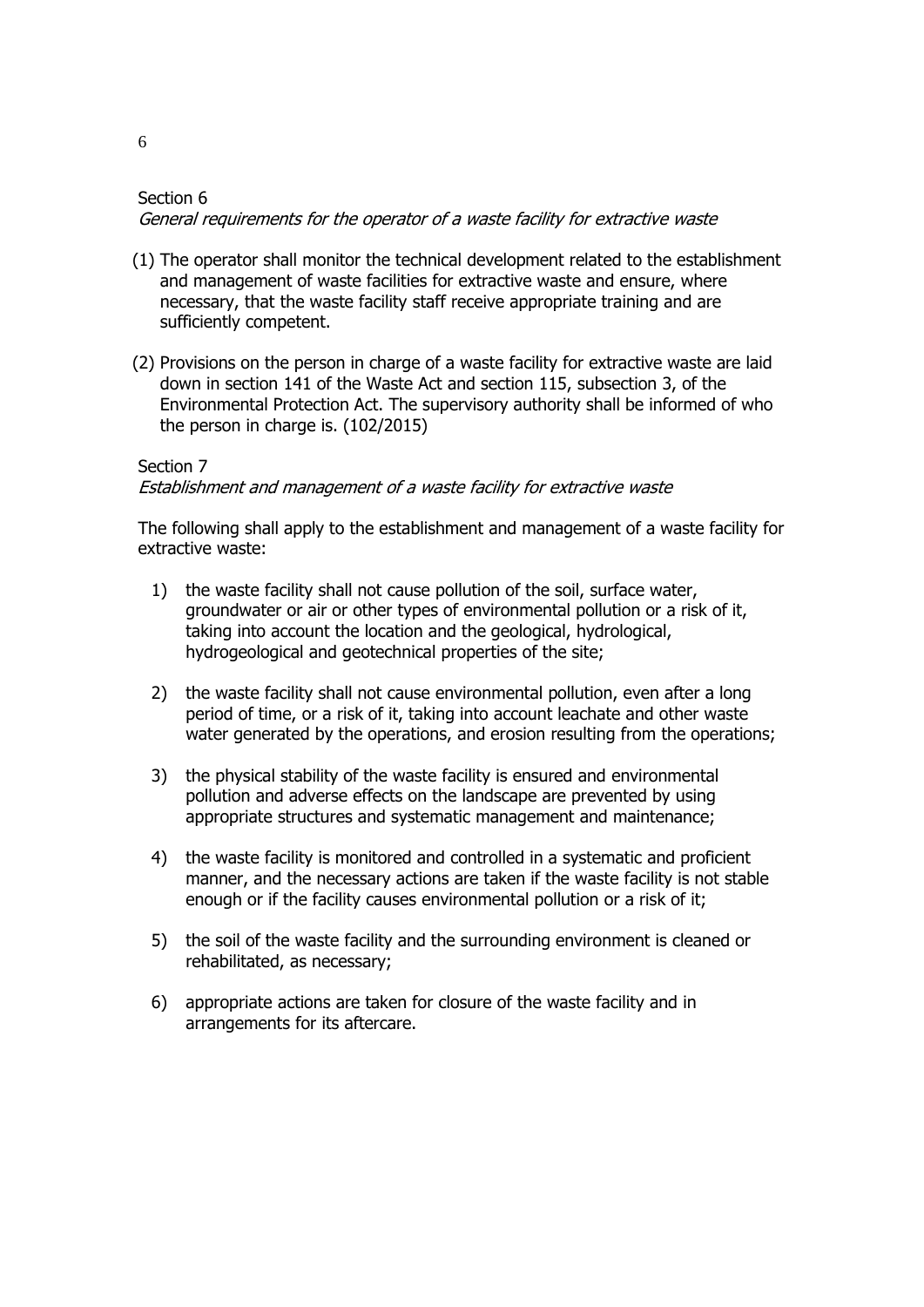Section 6

*General requirements for the operator of a waste facility for extractive waste*

(1) The operator shall monitor the technical development related to the establishment and management of waste facilities for extractive waste and ensure, where necessary, that the waste facility staff receive appropriate training and are sufficiently competent.

(2) Provisions on the person in charge of a waste facility for extractive waste are laid down in section 141 of the Waste Act and section 115, subsection 3, of the Environmental Protection Act. The supervisory authority shall be informed of who the person in charge is. (102/2015)

Section 7

*Establishment and management of a waste facility for extractive waste*

The following shall apply to the establishment and management of a waste facility for extractive waste:

1) the waste facility shall not cause pollution of the soil, surface water, groundwater or air or other types of environmental pollution or a risk of it, taking into account the location and the geological, hydrological, hydrogeological and geotechnical properties of the site;

2) the waste facility shall not cause environmental pollution, even after a long period of time, or a risk of it, taking into account leachate and other waste water generated by the operations, and erosion resulting from the operations;

3) the physical stability of the waste facility is ensured and environmental pollution and adverse effects on the landscape are prevented by using appropriate structures and systematic management and maintenance;

4) the waste facility is monitored and controlled in a systematic and proficient manner, and the necessary actions are taken if the waste facility is not stable enough or if the facility causes environmental pollution or a risk of it;

5) the soil of the waste facility and the surrounding environment is cleaned or rehabilitated, as necessary;

6) appropriate actions are taken for closure of the waste facility and in arrangements for its aftercare.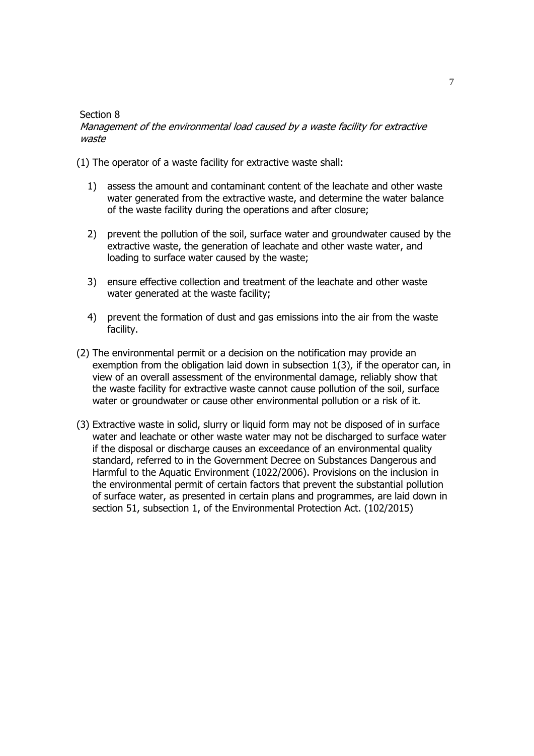Section 8

*Management of the environmental load caused by a waste facility for extractive waste*

(1) The operator of a waste facility for extractive waste shall:

1) assess the amount and contaminant content of the leachate and other waste water generated from the extractive waste, and determine the water balance of the waste facility during the operations and after closure;

2) prevent the pollution of the soil, surface water and groundwater caused by the extractive waste, the generation of leachate and other waste water, and loading to surface water caused by the waste;

3) ensure effective collection and treatment of the leachate and other waste water generated at the waste facility;

4) prevent the formation of dust and gas emissions into the air from the waste facility.

(2) The environmental permit or a decision on the notification may provide an exemption from the obligation laid down in subsection 1(3), if the operator can, in view of an overall assessment of the environmental damage, reliably show that the waste facility for extractive waste cannot cause pollution of the soil, surface water or groundwater or cause other environmental pollution or a risk of it.

(3) Extractive waste in solid, slurry or liquid form may not be disposed of in surface water and leachate or other waste water may not be discharged to surface water if the disposal or discharge causes an exceedance of an environmental quality standard, referred to in the Government Decree on Substances Dangerous and Harmful to the Aquatic Environment (1022/2006). Provisions on the inclusion in the environmental permit of certain factors that prevent the substantial pollution of surface water, as presented in certain plans and programmes, are laid down in section 51, subsection 1, of the Environmental Protection Act. (102/2015)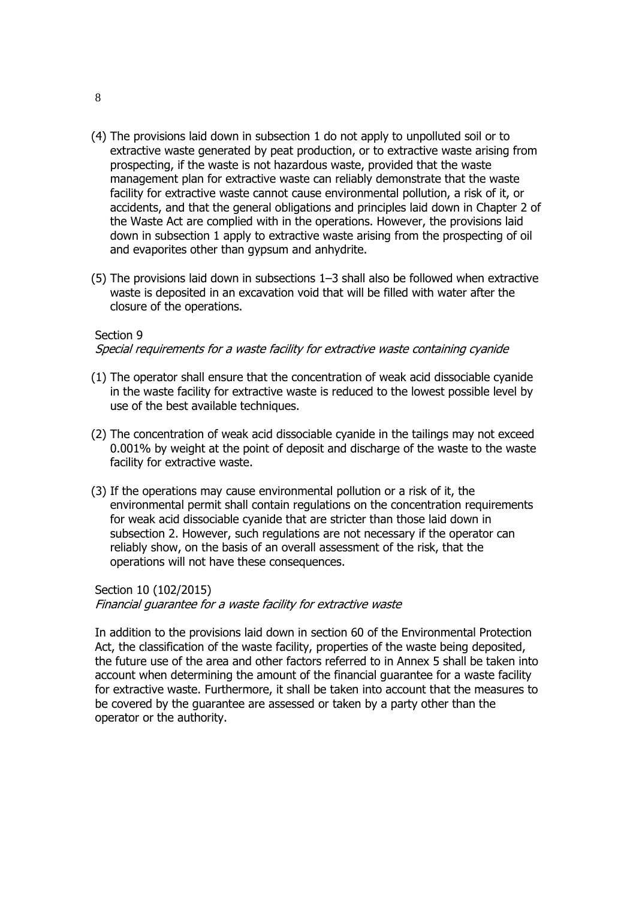(4) The provisions laid down in subsection 1 do not apply to unpolluted soil or to extractive waste generated by peat production, or to extractive waste arising from prospecting, if the waste is not hazardous waste, provided that the waste management plan for extractive waste can reliably demonstrate that the waste facility for extractive waste cannot cause environmental pollution, a risk of it, or accidents, and that the general obligations and principles laid down in Chapter 2 of the Waste Act are complied with in the operations. However, the provisions laid down in subsection 1 apply to extractive waste arising from the prospecting of oil and evaporites other than gypsum and anhydrite.

(5) The provisions laid down in subsections 1–3 shall also be followed when extractive waste is deposited in an excavation void that will be filled with water after the closure of the operations.

Section 9
*Special requirements for a waste facility for extractive waste containing cyanide*

(1) The operator shall ensure that the concentration of weak acid dissociable cyanide in the waste facility for extractive waste is reduced to the lowest possible level by use of the best available techniques.

(2) The concentration of weak acid dissociable cyanide in the tailings may not exceed 0.001% by weight at the point of deposit and discharge of the waste to the waste facility for extractive waste.

(3) If the operations may cause environmental pollution or a risk of it, the environmental permit shall contain regulations on the concentration requirements for weak acid dissociable cyanide that are stricter than those laid down in subsection 2. However, such regulations are not necessary if the operator can reliably show, on the basis of an overall assessment of the risk, that the operations will not have these consequences.

Section 10 (102/2015)
*Financial guarantee for a waste facility for extractive waste*

In addition to the provisions laid down in section 60 of the Environmental Protection Act, the classification of the waste facility, properties of the waste being deposited, the future use of the area and other factors referred to in Annex 5 shall be taken into account when determining the amount of the financial guarantee for a waste facility for extractive waste. Furthermore, it shall be taken into account that the measures to be covered by the guarantee are assessed or taken by a party other than the operator or the authority.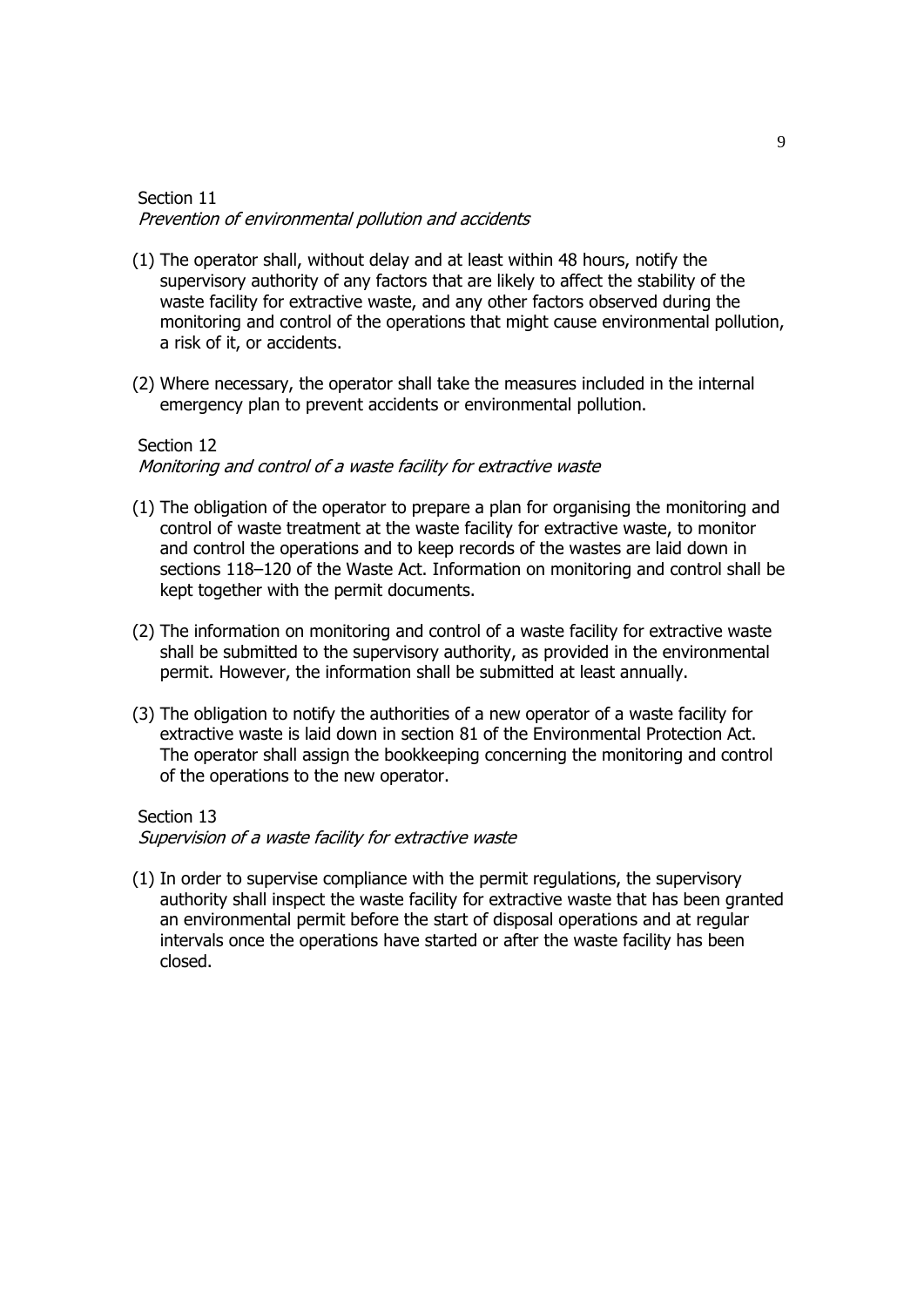Section 11

*Prevention of environmental pollution and accidents*

(1) The operator shall, without delay and at least within 48 hours, notify the supervisory authority of any factors that are likely to affect the stability of the waste facility for extractive waste, and any other factors observed during the monitoring and control of the operations that might cause environmental pollution, a risk of it, or accidents.

(2) Where necessary, the operator shall take the measures included in the internal emergency plan to prevent accidents or environmental pollution.

Section 12

*Monitoring and control of a waste facility for extractive waste*

(1) The obligation of the operator to prepare a plan for organising the monitoring and control of waste treatment at the waste facility for extractive waste, to monitor and control the operations and to keep records of the wastes are laid down in sections 118–120 of the Waste Act. Information on monitoring and control shall be kept together with the permit documents.

(2) The information on monitoring and control of a waste facility for extractive waste shall be submitted to the supervisory authority, as provided in the environmental permit. However, the information shall be submitted at least annually.

(3) The obligation to notify the authorities of a new operator of a waste facility for extractive waste is laid down in section 81 of the Environmental Protection Act. The operator shall assign the bookkeeping concerning the monitoring and control of the operations to the new operator.

Section 13

*Supervision of a waste facility for extractive waste*

(1) In order to supervise compliance with the permit regulations, the supervisory authority shall inspect the waste facility for extractive waste that has been granted an environmental permit before the start of disposal operations and at regular intervals once the operations have started or after the waste facility has been closed.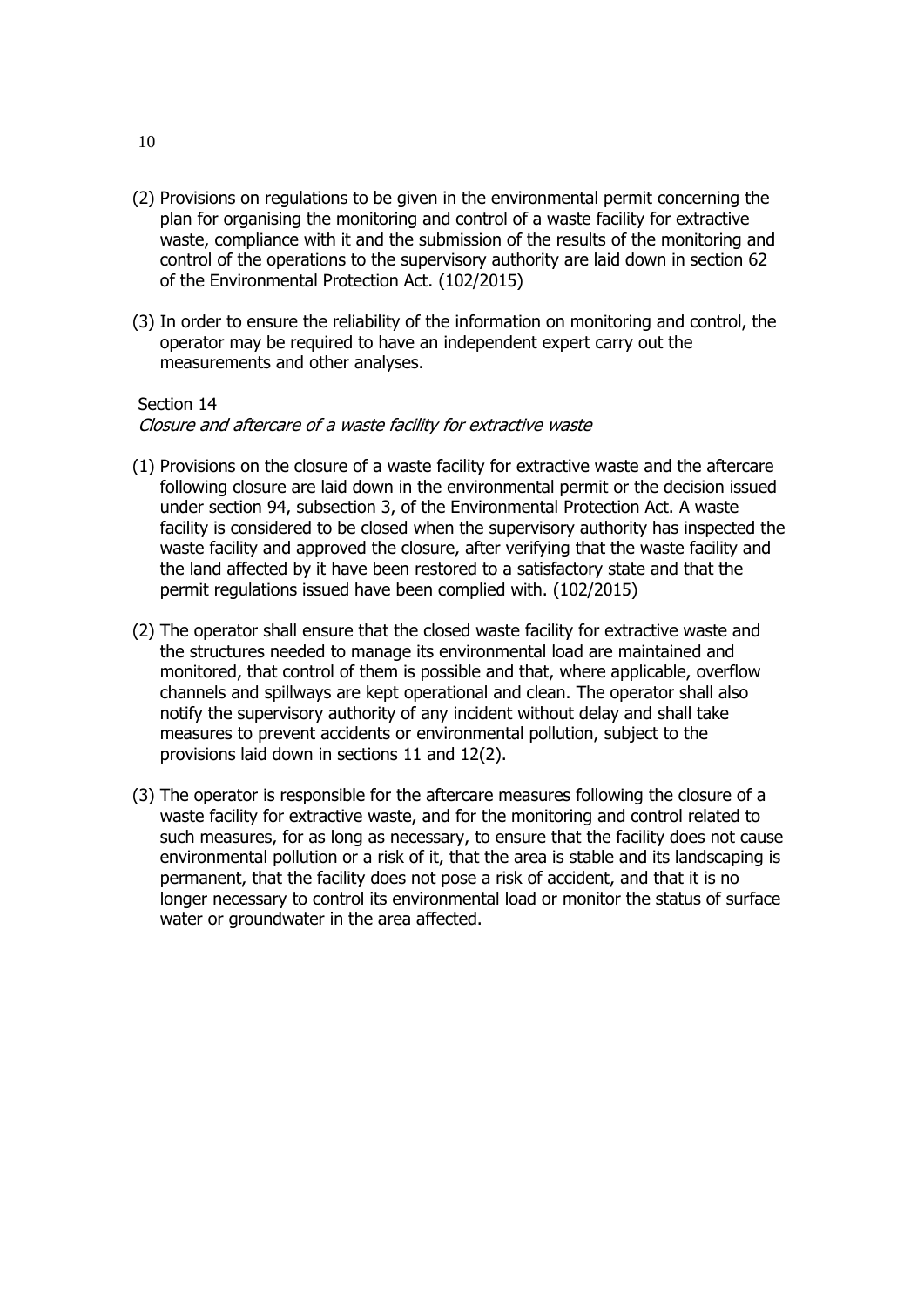(2) Provisions on regulations to be given in the environmental permit concerning the plan for organising the monitoring and control of a waste facility for extractive waste, compliance with it and the submission of the results of the monitoring and control of the operations to the supervisory authority are laid down in section 62 of the Environmental Protection Act. (102/2015)

(3) In order to ensure the reliability of the information on monitoring and control, the operator may be required to have an independent expert carry out the measurements and other analyses.

Section 14
*Closure and aftercare of a waste facility for extractive waste*

(1) Provisions on the closure of a waste facility for extractive waste and the aftercare following closure are laid down in the environmental permit or the decision issued under section 94, subsection 3, of the Environmental Protection Act. A waste facility is considered to be closed when the supervisory authority has inspected the waste facility and approved the closure, after verifying that the waste facility and the land affected by it have been restored to a satisfactory state and that the permit regulations issued have been complied with. (102/2015)

(2) The operator shall ensure that the closed waste facility for extractive waste and the structures needed to manage its environmental load are maintained and monitored, that control of them is possible and that, where applicable, overflow channels and spillways are kept operational and clean. The operator shall also notify the supervisory authority of any incident without delay and shall take measures to prevent accidents or environmental pollution, subject to the provisions laid down in sections 11 and 12(2).

(3) The operator is responsible for the aftercare measures following the closure of a waste facility for extractive waste, and for the monitoring and control related to such measures, for as long as necessary, to ensure that the facility does not cause environmental pollution or a risk of it, that the area is stable and its landscaping is permanent, that the facility does not pose a risk of accident, and that it is no longer necessary to control its environmental load or monitor the status of surface water or groundwater in the area affected.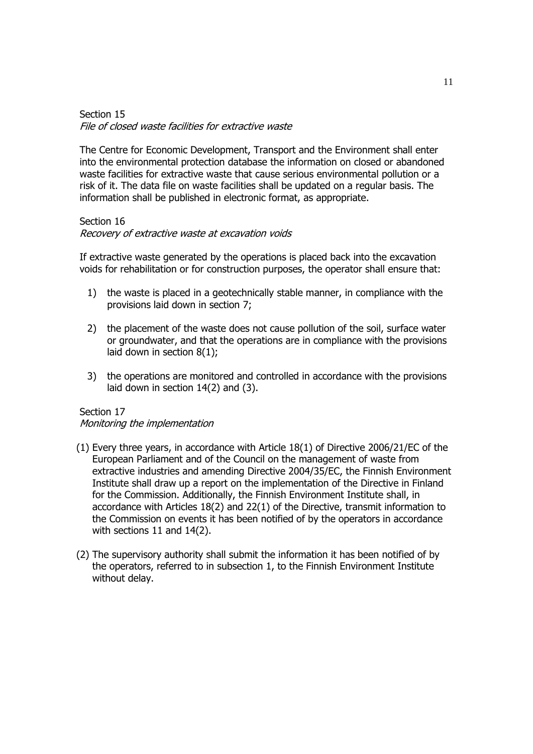Section 15
*File of closed waste facilities for extractive waste*

The Centre for Economic Development, Transport and the Environment shall enter into the environmental protection database the information on closed or abandoned waste facilities for extractive waste that cause serious environmental pollution or a risk of it. The data file on waste facilities shall be updated on a regular basis. The information shall be published in electronic format, as appropriate.

Section 16
*Recovery of extractive waste at excavation voids*

If extractive waste generated by the operations is placed back into the excavation voids for rehabilitation or for construction purposes, the operator shall ensure that:

1) the waste is placed in a geotechnically stable manner, in compliance with the provisions laid down in section 7;

2) the placement of the waste does not cause pollution of the soil, surface water or groundwater, and that the operations are in compliance with the provisions laid down in section 8(1);

3) the operations are monitored and controlled in accordance with the provisions laid down in section 14(2) and (3).

Section 17
*Monitoring the implementation*

(1) Every three years, in accordance with Article 18(1) of Directive 2006/21/EC of the European Parliament and of the Council on the management of waste from extractive industries and amending Directive 2004/35/EC, the Finnish Environment Institute shall draw up a report on the implementation of the Directive in Finland for the Commission. Additionally, the Finnish Environment Institute shall, in accordance with Articles 18(2) and 22(1) of the Directive, transmit information to the Commission on events it has been notified of by the operators in accordance with sections 11 and 14(2).

(2) The supervisory authority shall submit the information it has been notified of by the operators, referred to in subsection 1, to the Finnish Environment Institute without delay.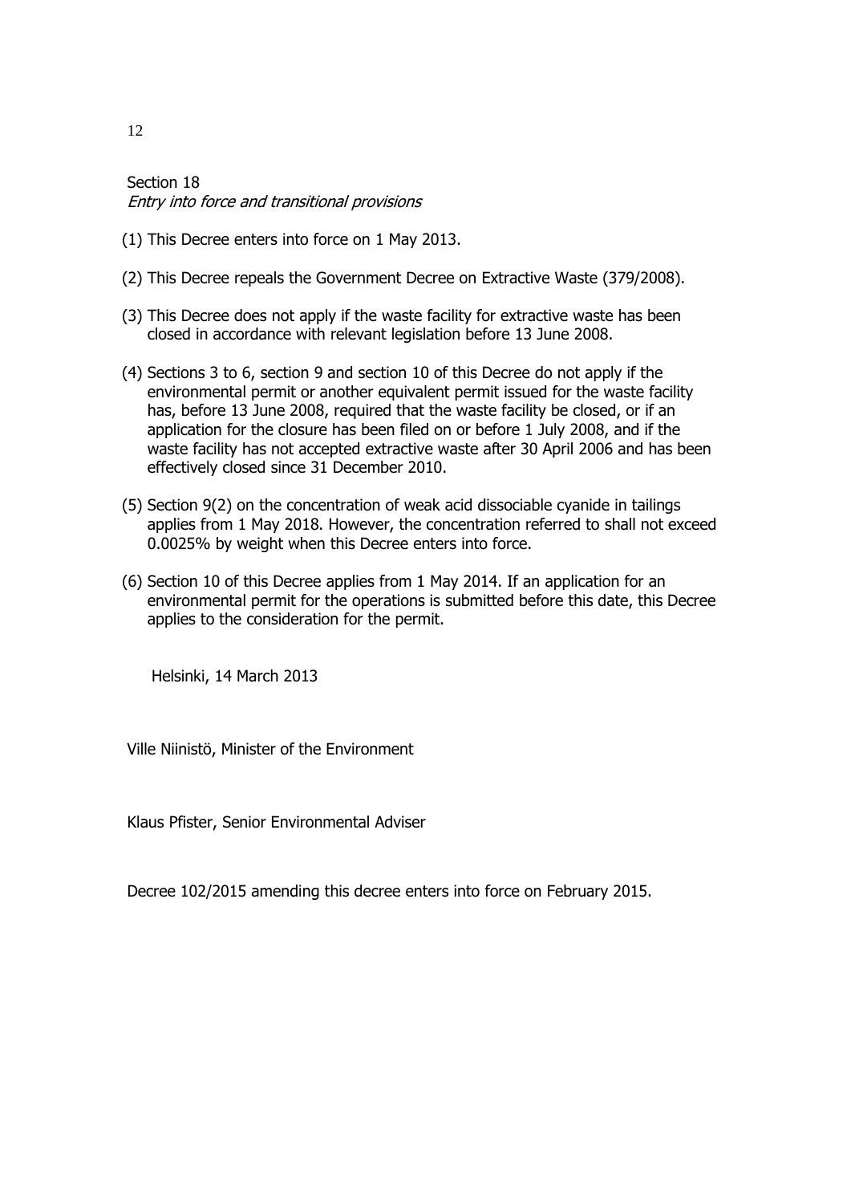## Section 18
*Entry into force and transitional provisions*

(1) This Decree enters into force on 1 May 2013.

(2) This Decree repeals the Government Decree on Extractive Waste (379/2008).

(3) This Decree does not apply if the waste facility for extractive waste has been closed in accordance with relevant legislation before 13 June 2008.

(4) Sections 3 to 6, section 9 and section 10 of this Decree do not apply if the environmental permit or another equivalent permit issued for the waste facility has, before 13 June 2008, required that the waste facility be closed, or if an application for the closure has been filed on or before 1 July 2008, and if the waste facility has not accepted extractive waste after 30 April 2006 and has been effectively closed since 31 December 2010.

(5) Section 9(2) on the concentration of weak acid dissociable cyanide in tailings applies from 1 May 2018. However, the concentration referred to shall not exceed 0.0025% by weight when this Decree enters into force.

(6) Section 10 of this Decree applies from 1 May 2014. If an application for an environmental permit for the operations is submitted before this date, this Decree applies to the consideration for the permit.

Helsinki, 14 March 2013

Ville Niinistö, Minister of the Environment

Klaus Pfister, Senior Environmental Adviser

Decree 102/2015 amending this decree enters into force on February 2015.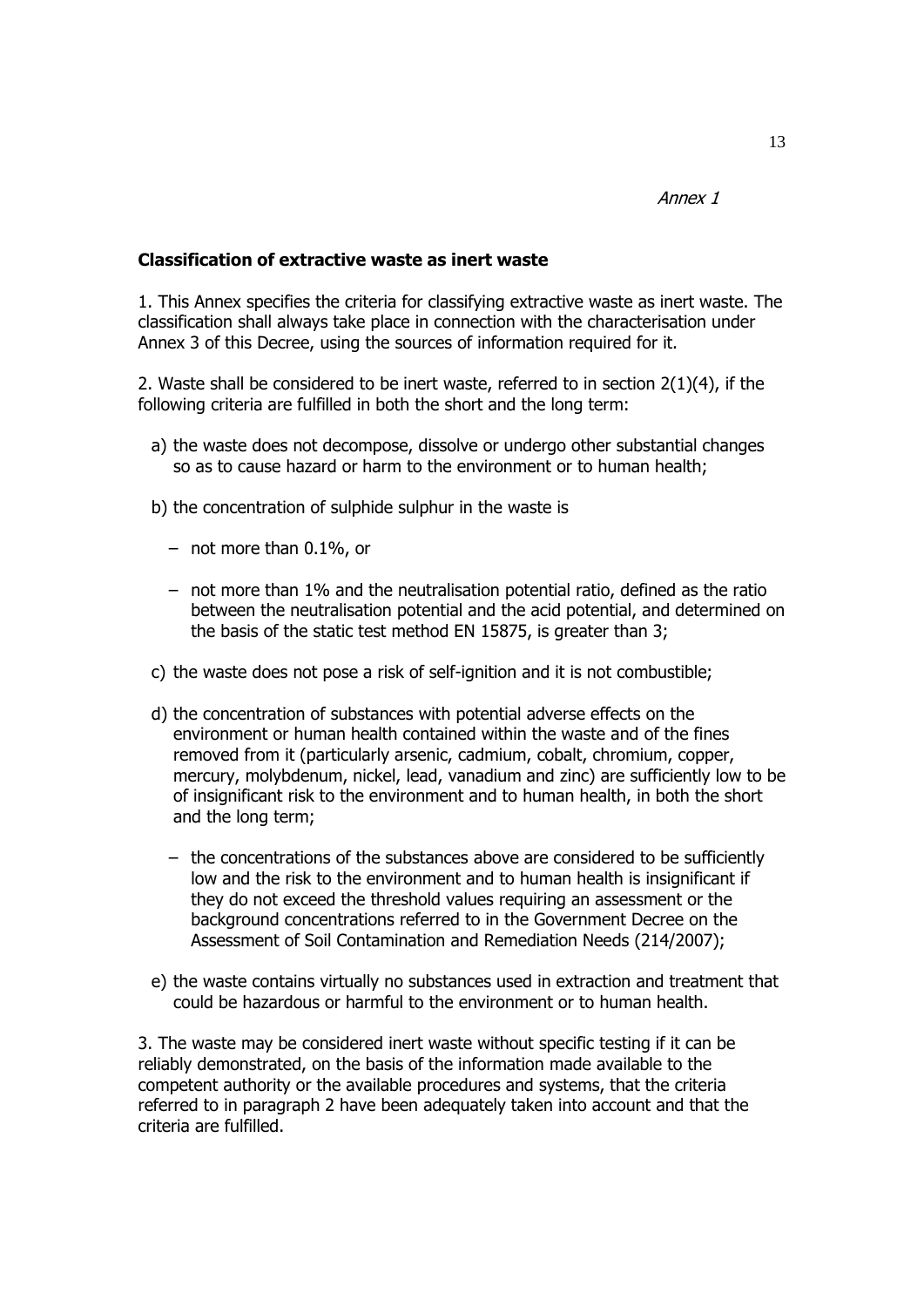*Annex 1*

**Classification of extractive waste as inert waste**

1. This Annex specifies the criteria for classifying extractive waste as inert waste. The classification shall always take place in connection with the characterisation under Annex 3 of this Decree, using the sources of information required for it.

2. Waste shall be considered to be inert waste, referred to in section 2(1)(4), if the following criteria are fulfilled in both the short and the long term:

a) the waste does not decompose, dissolve or undergo other substantial changes so as to cause hazard or harm to the environment or to human health;

b) the concentration of sulphide sulphur in the waste is

- not more than 0.1%, or
- not more than 1% and the neutralisation potential ratio, defined as the ratio between the neutralisation potential and the acid potential, and determined on the basis of the static test method EN 15875, is greater than 3;

c) the waste does not pose a risk of self-ignition and it is not combustible;

d) the concentration of substances with potential adverse effects on the environment or human health contained within the waste and of the fines removed from it (particularly arsenic, cadmium, cobalt, chromium, copper, mercury, molybdenum, nickel, lead, vanadium and zinc) are sufficiently low to be of insignificant risk to the environment and to human health, in both the short and the long term;

- the concentrations of the substances above are considered to be sufficiently low and the risk to the environment and to human health is insignificant if they do not exceed the threshold values requiring an assessment or the background concentrations referred to in the Government Decree on the Assessment of Soil Contamination and Remediation Needs (214/2007);

e) the waste contains virtually no substances used in extraction and treatment that could be hazardous or harmful to the environment or to human health.

3. The waste may be considered inert waste without specific testing if it can be reliably demonstrated, on the basis of the information made available to the competent authority or the available procedures and systems, that the criteria referred to in paragraph 2 have been adequately taken into account and that the criteria are fulfilled.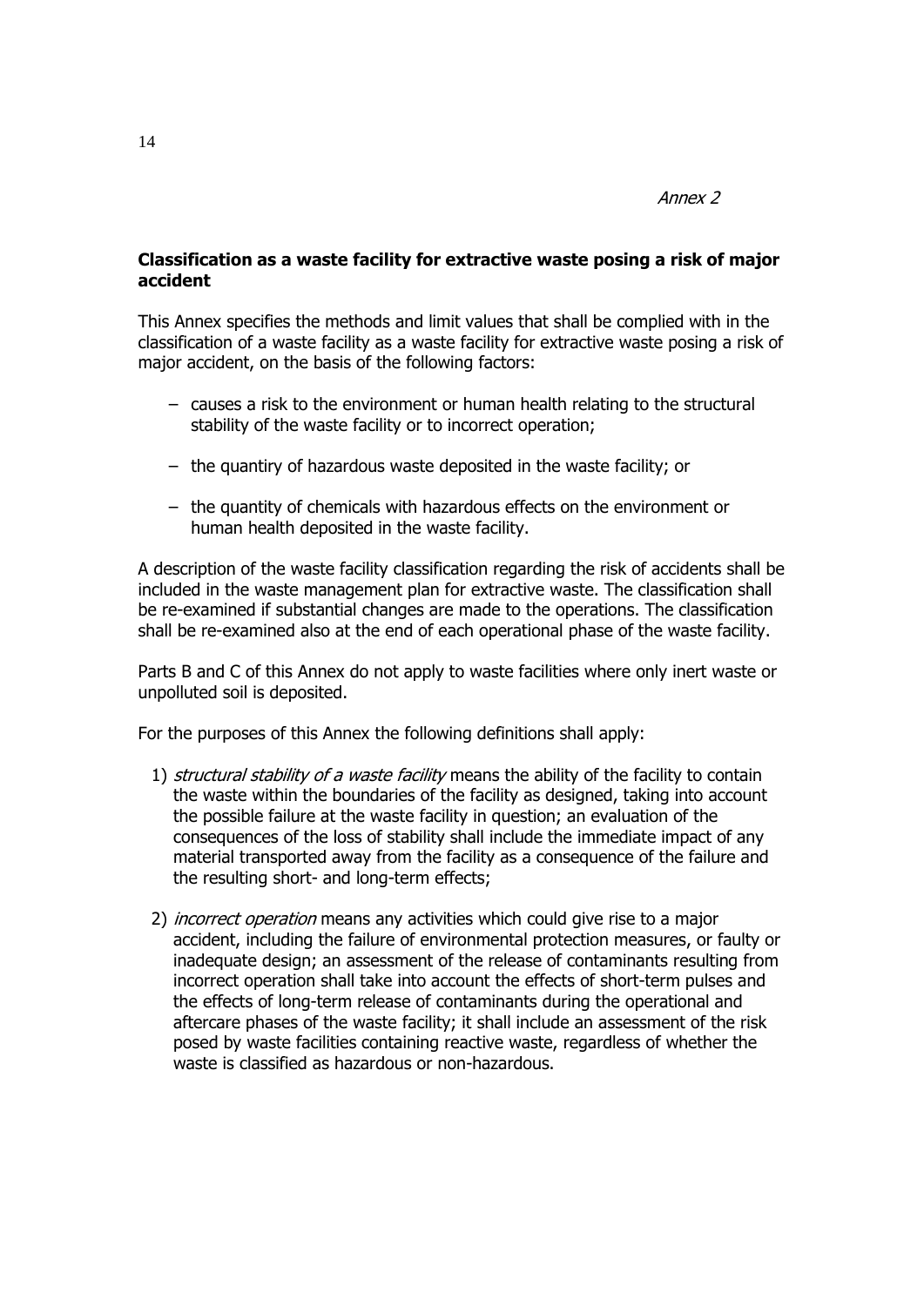*Annex 2*

## Classification as a waste facility for extractive waste posing a risk of major accident

This Annex specifies the methods and limit values that shall be complied with in the classification of a waste facility as a waste facility for extractive waste posing a risk of major accident, on the basis of the following factors:

- causes a risk to the environment or human health relating to the structural stability of the waste facility or to incorrect operation;
- the quantiry of hazardous waste deposited in the waste facility; or
- the quantity of chemicals with hazardous effects on the environment or human health deposited in the waste facility.

A description of the waste facility classification regarding the risk of accidents shall be included in the waste management plan for extractive waste. The classification shall be re-examined if substantial changes are made to the operations. The classification shall be re-examined also at the end of each operational phase of the waste facility.

Parts B and C of this Annex do not apply to waste facilities where only inert waste or unpolluted soil is deposited.

For the purposes of this Annex the following definitions shall apply:

1) *structural stability of a waste facility* means the ability of the facility to contain the waste within the boundaries of the facility as designed, taking into account the possible failure at the waste facility in question; an evaluation of the consequences of the loss of stability shall include the immediate impact of any material transported away from the facility as a consequence of the failure and the resulting short- and long-term effects;

2) *incorrect operation* means any activities which could give rise to a major accident, including the failure of environmental protection measures, or faulty or inadequate design; an assessment of the release of contaminants resulting from incorrect operation shall take into account the effects of short-term pulses and the effects of long-term release of contaminants during the operational and aftercare phases of the waste facility; it shall include an assessment of the risk posed by waste facilities containing reactive waste, regardless of whether the waste is classified as hazardous or non-hazardous.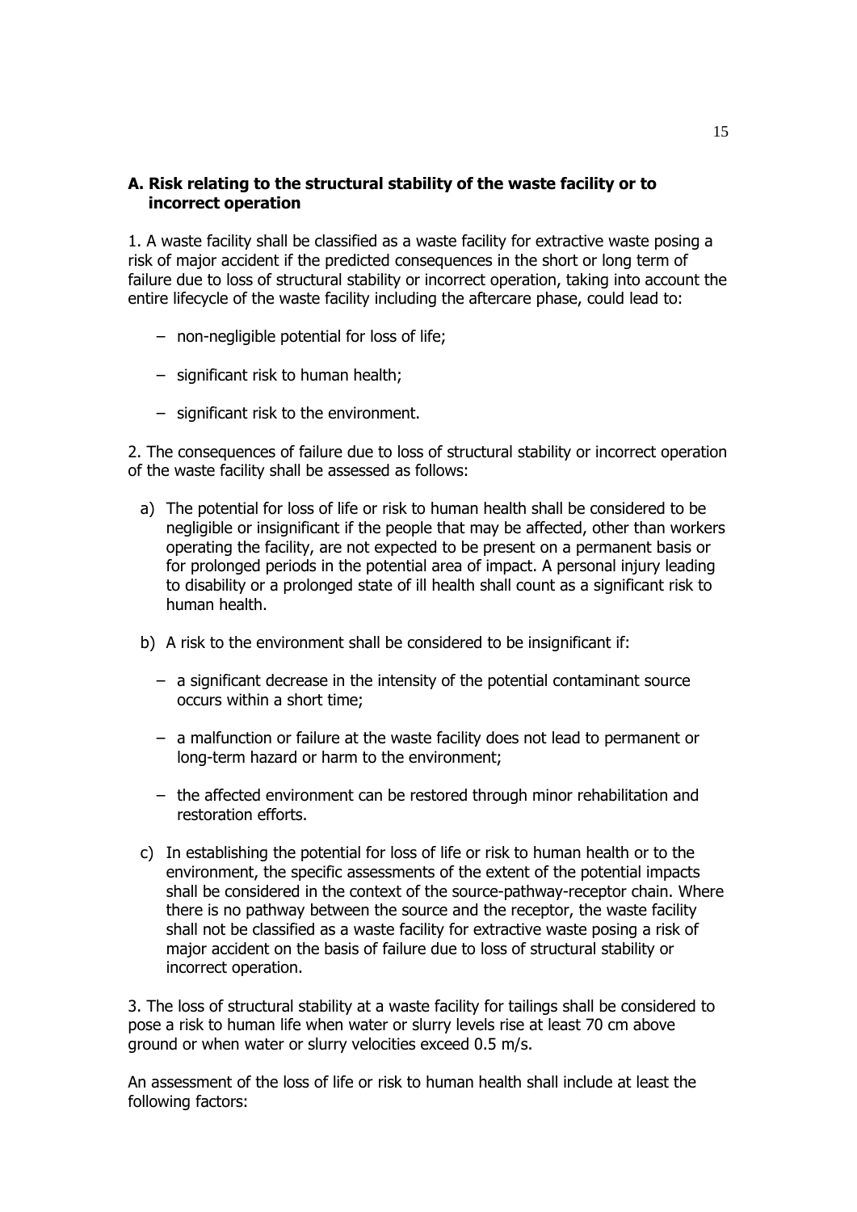## A. Risk relating to the structural stability of the waste facility or to incorrect operation

1. A waste facility shall be classified as a waste facility for extractive waste posing a risk of major accident if the predicted consequences in the short or long term of failure due to loss of structural stability or incorrect operation, taking into account the entire lifecycle of the waste facility including the aftercare phase, could lead to:

- non-negligible potential for loss of life;
- significant risk to human health;
- significant risk to the environment.

2. The consequences of failure due to loss of structural stability or incorrect operation of the waste facility shall be assessed as follows:

a) The potential for loss of life or risk to human health shall be considered to be negligible or insignificant if the people that may be affected, other than workers operating the facility, are not expected to be present on a permanent basis or for prolonged periods in the potential area of impact. A personal injury leading to disability or a prolonged state of ill health shall count as a significant risk to human health.

b) A risk to the environment shall be considered to be insignificant if:

   - a significant decrease in the intensity of the potential contaminant source occurs within a short time;
   - a malfunction or failure at the waste facility does not lead to permanent or long-term hazard or harm to the environment;
   - the affected environment can be restored through minor rehabilitation and restoration efforts.

c) In establishing the potential for loss of life or risk to human health or to the environment, the specific assessments of the extent of the potential impacts shall be considered in the context of the source-pathway-receptor chain. Where there is no pathway between the source and the receptor, the waste facility shall not be classified as a waste facility for extractive waste posing a risk of major accident on the basis of failure due to loss of structural stability or incorrect operation.

3. The loss of structural stability at a waste facility for tailings shall be considered to pose a risk to human life when water or slurry levels rise at least 70 cm above ground or when water or slurry velocities exceed 0.5 m/s.

An assessment of the loss of life or risk to human health shall include at least the following factors: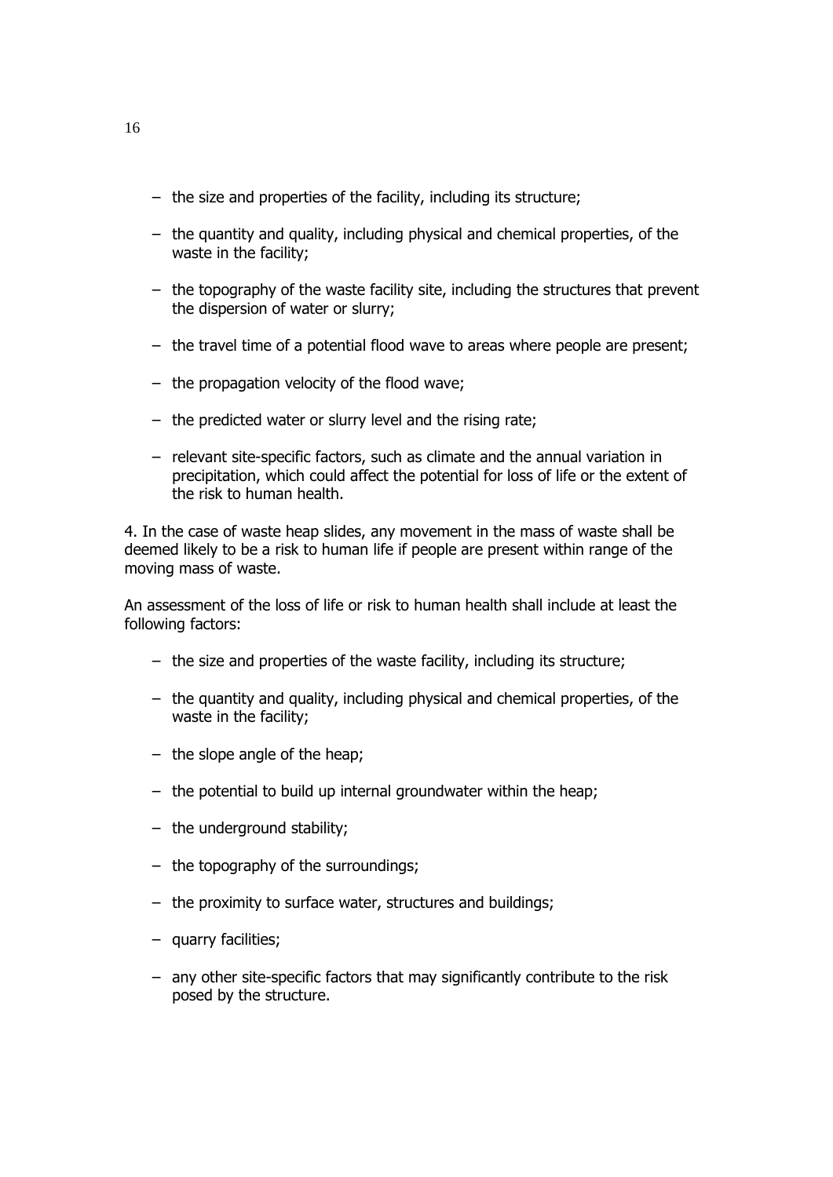- the size and properties of the facility, including its structure;
- the quantity and quality, including physical and chemical properties, of the waste in the facility;
- the topography of the waste facility site, including the structures that prevent the dispersion of water or slurry;
- the travel time of a potential flood wave to areas where people are present;
- the propagation velocity of the flood wave;
- the predicted water or slurry level and the rising rate;
- relevant site-specific factors, such as climate and the annual variation in precipitation, which could affect the potential for loss of life or the extent of the risk to human health.

4. In the case of waste heap slides, any movement in the mass of waste shall be deemed likely to be a risk to human life if people are present within range of the moving mass of waste.

An assessment of the loss of life or risk to human health shall include at least the following factors:

- the size and properties of the waste facility, including its structure;
- the quantity and quality, including physical and chemical properties, of the waste in the facility;
- the slope angle of the heap;
- the potential to build up internal groundwater within the heap;
- the underground stability;
- the topography of the surroundings;
- the proximity to surface water, structures and buildings;
- quarry facilities;
- any other site-specific factors that may significantly contribute to the risk posed by the structure.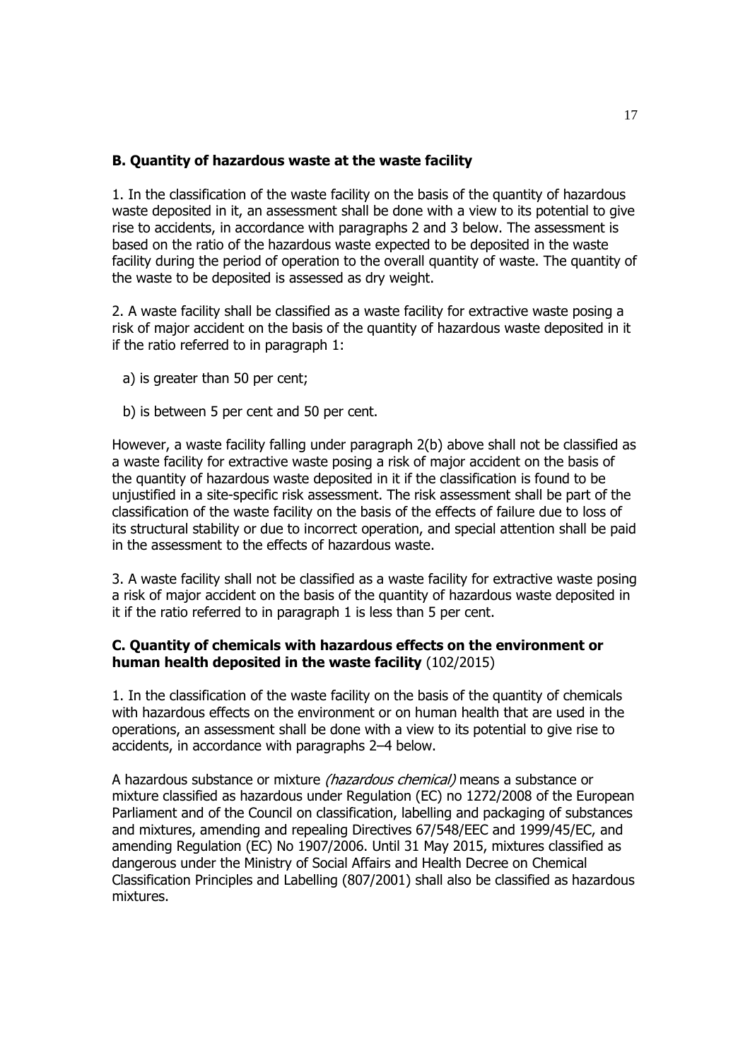**B. Quantity of hazardous waste at the waste facility**

1. In the classification of the waste facility on the basis of the quantity of hazardous waste deposited in it, an assessment shall be done with a view to its potential to give rise to accidents, in accordance with paragraphs 2 and 3 below. The assessment is based on the ratio of the hazardous waste expected to be deposited in the waste facility during the period of operation to the overall quantity of waste. The quantity of the waste to be deposited is assessed as dry weight.

2. A waste facility shall be classified as a waste facility for extractive waste posing a risk of major accident on the basis of the quantity of hazardous waste deposited in it if the ratio referred to in paragraph 1:

a) is greater than 50 per cent;

b) is between 5 per cent and 50 per cent.

However, a waste facility falling under paragraph 2(b) above shall not be classified as a waste facility for extractive waste posing a risk of major accident on the basis of the quantity of hazardous waste deposited in it if the classification is found to be unjustified in a site-specific risk assessment. The risk assessment shall be part of the classification of the waste facility on the basis of the effects of failure due to loss of its structural stability or due to incorrect operation, and special attention shall be paid in the assessment to the effects of hazardous waste.

3. A waste facility shall not be classified as a waste facility for extractive waste posing a risk of major accident on the basis of the quantity of hazardous waste deposited in it if the ratio referred to in paragraph 1 is less than 5 per cent.

**C. Quantity of chemicals with hazardous effects on the environment or human health deposited in the waste facility** (102/2015)

1. In the classification of the waste facility on the basis of the quantity of chemicals with hazardous effects on the environment or on human health that are used in the operations, an assessment shall be done with a view to its potential to give rise to accidents, in accordance with paragraphs 2–4 below.

A hazardous substance or mixture *(hazardous chemical)* means a substance or mixture classified as hazardous under Regulation (EC) no 1272/2008 of the European Parliament and of the Council on classification, labelling and packaging of substances and mixtures, amending and repealing Directives 67/548/EEC and 1999/45/EC, and amending Regulation (EC) No 1907/2006. Until 31 May 2015, mixtures classified as dangerous under the Ministry of Social Affairs and Health Decree on Chemical Classification Principles and Labelling (807/2001) shall also be classified as hazardous mixtures.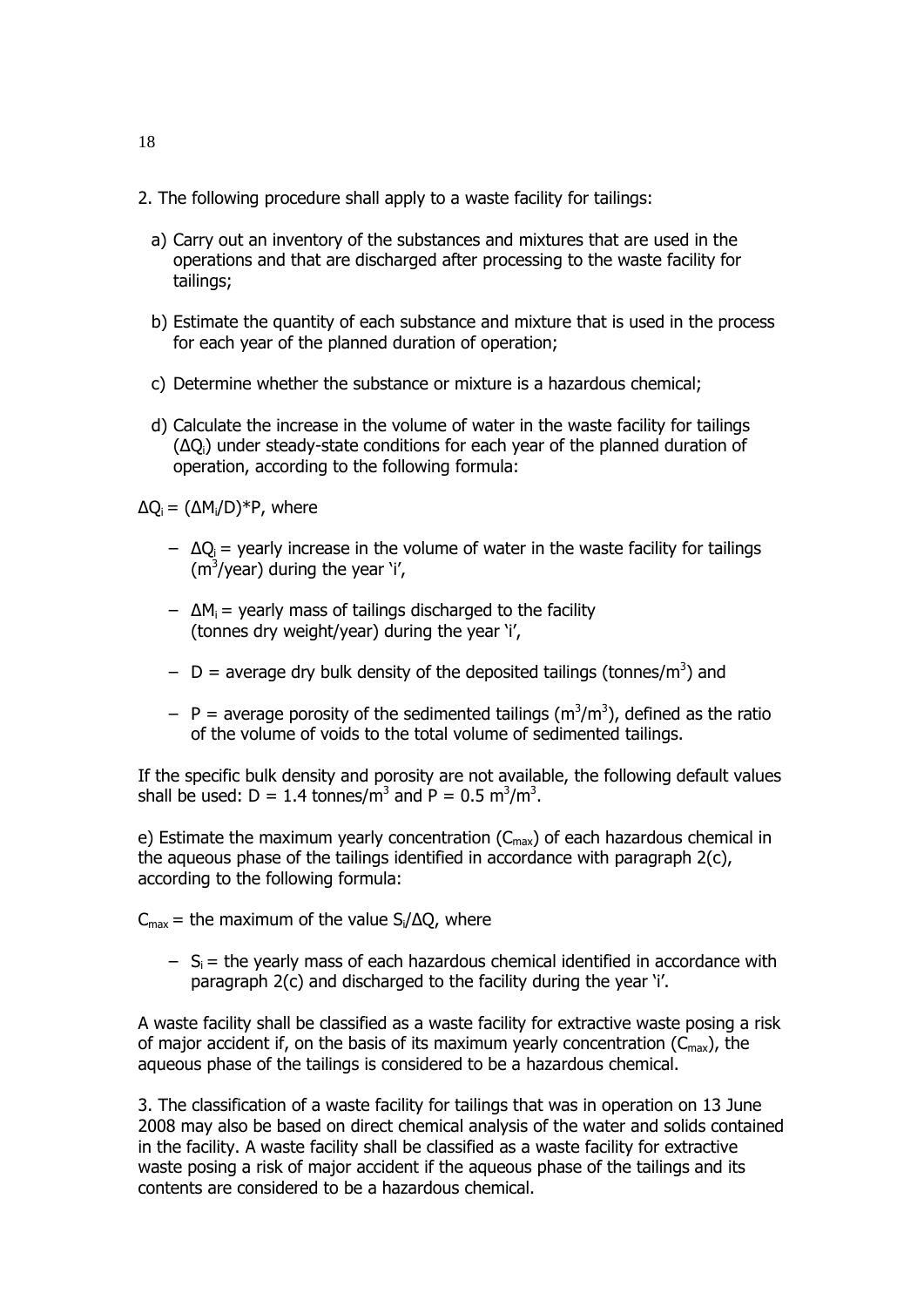2. The following procedure shall apply to a waste facility for tailings:

a) Carry out an inventory of the substances and mixtures that are used in the operations and that are discharged after processing to the waste facility for tailings;

b) Estimate the quantity of each substance and mixture that is used in the process for each year of the planned duration of operation;

c) Determine whether the substance or mixture is a hazardous chemical;

d) Calculate the increase in the volume of water in the waste facility for tailings ($\Delta Q_i$) under steady-state conditions for each year of the planned duration of operation, according to the following formula:

$\Delta Q_i = (\Delta M_i/D)*P$, where

- $\Delta Q_i$ = yearly increase in the volume of water in the waste facility for tailings ($m^3$/year) during the year 'i',
- $\Delta M_i$ = yearly mass of tailings discharged to the facility (tonnes dry weight/year) during the year 'i',
- $D$ = average dry bulk density of the deposited tailings (tonnes/$m^3$) and
- $P$ = average porosity of the sedimented tailings ($m^3/m^3$), defined as the ratio of the volume of voids to the total volume of sedimented tailings.

If the specific bulk density and porosity are not available, the following default values shall be used: $D = 1.4$ tonnes/$m^3$ and $P = 0.5$ $m^3/m^3$.

e) Estimate the maximum yearly concentration ($C_{max}$) of each hazardous chemical in the aqueous phase of the tailings identified in accordance with paragraph 2(c), according to the following formula:

$C_{max}$ = the maximum of the value $S_i/\Delta Q$, where

- $S_i$ = the yearly mass of each hazardous chemical identified in accordance with paragraph 2(c) and discharged to the facility during the year 'i'.

A waste facility shall be classified as a waste facility for extractive waste posing a risk of major accident if, on the basis of its maximum yearly concentration ($C_{max}$), the aqueous phase of the tailings is considered to be a hazardous chemical.

3. The classification of a waste facility for tailings that was in operation on 13 June 2008 may also be based on direct chemical analysis of the water and solids contained in the facility. A waste facility shall be classified as a waste facility for extractive waste posing a risk of major accident if the aqueous phase of the tailings and its contents are considered to be a hazardous chemical.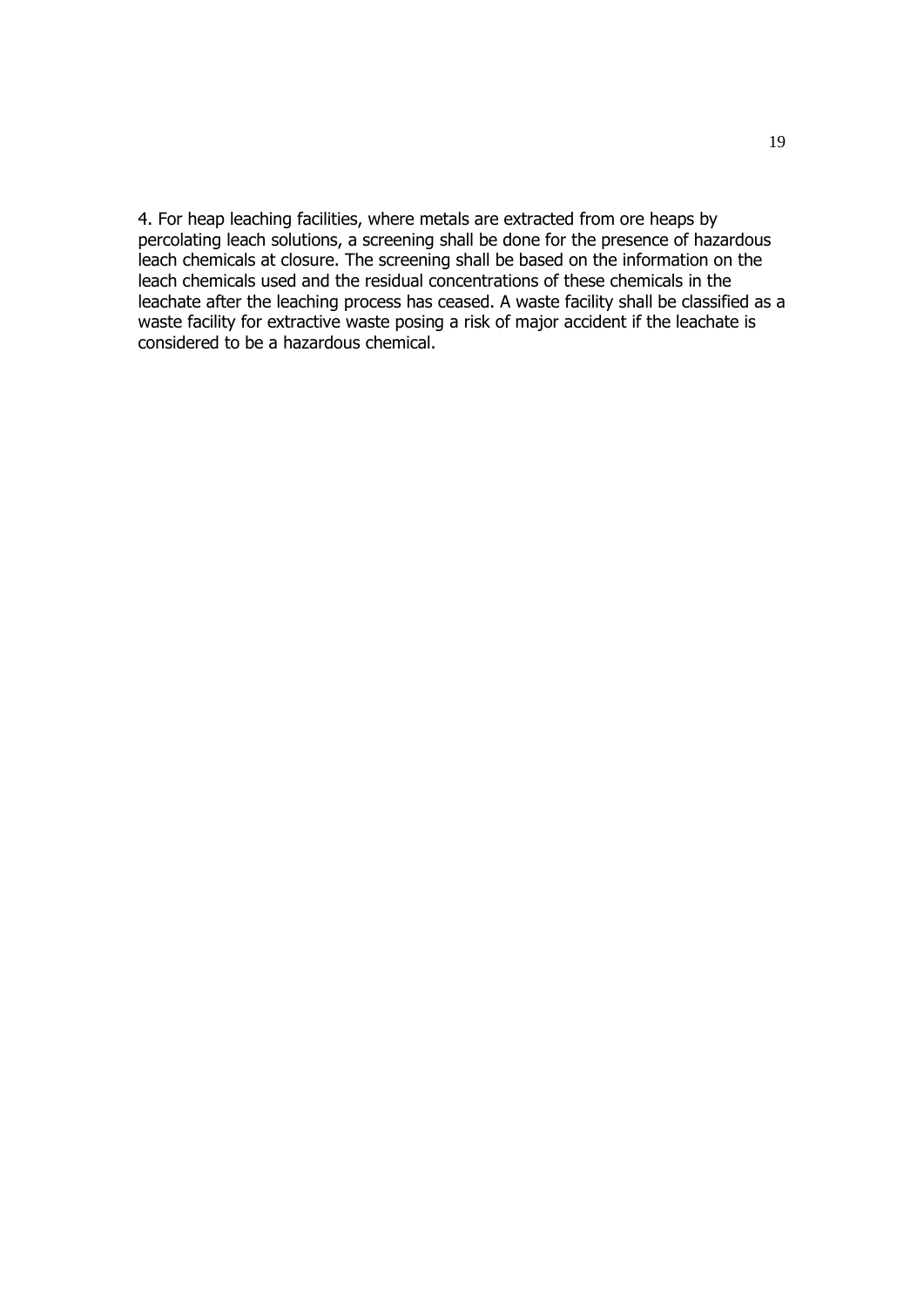4. For heap leaching facilities, where metals are extracted from ore heaps by percolating leach solutions, a screening shall be done for the presence of hazardous leach chemicals at closure. The screening shall be based on the information on the leach chemicals used and the residual concentrations of these chemicals in the leachate after the leaching process has ceased. A waste facility shall be classified as a waste facility for extractive waste posing a risk of major accident if the leachate is considered to be a hazardous chemical.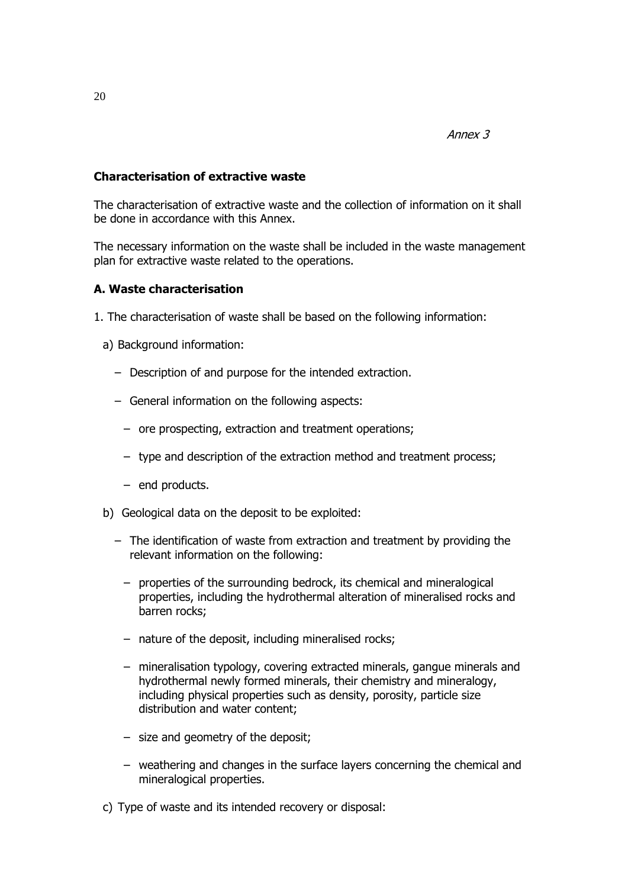*Annex 3*

## Characterisation of extractive waste

The characterisation of extractive waste and the collection of information on it shall be done in accordance with this Annex.

The necessary information on the waste shall be included in the waste management plan for extractive waste related to the operations.

### A. Waste characterisation

1. The characterisation of waste shall be based on the following information:

   a) Background information:

   - Description of and purpose for the intended extraction.
   - General information on the following aspects:
     - ore prospecting, extraction and treatment operations;
     - type and description of the extraction method and treatment process;
     - end products.

   b) Geological data on the deposit to be exploited:

   - The identification of waste from extraction and treatment by providing the relevant information on the following:
     - properties of the surrounding bedrock, its chemical and mineralogical properties, including the hydrothermal alteration of mineralised rocks and barren rocks;
     - nature of the deposit, including mineralised rocks;
     - mineralisation typology, covering extracted minerals, gangue minerals and hydrothermal newly formed minerals, their chemistry and mineralogy, including physical properties such as density, porosity, particle size distribution and water content;
     - size and geometry of the deposit;
     - weathering and changes in the surface layers concerning the chemical and mineralogical properties.

   c) Type of waste and its intended recovery or disposal: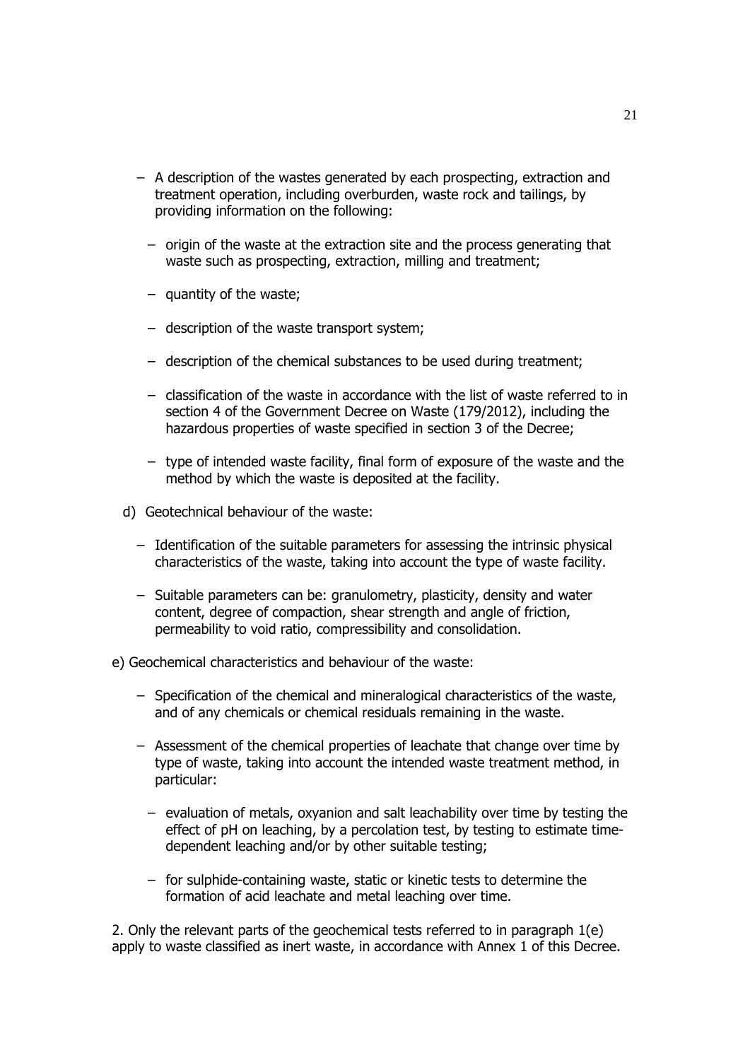- A description of the wastes generated by each prospecting, extraction and treatment operation, including overburden, waste rock and tailings, by providing information on the following:
  - origin of the waste at the extraction site and the process generating that waste such as prospecting, extraction, milling and treatment;
  - quantity of the waste;
  - description of the waste transport system;
  - description of the chemical substances to be used during treatment;
  - classification of the waste in accordance with the list of waste referred to in section 4 of the Government Decree on Waste (179/2012), including the hazardous properties of waste specified in section 3 of the Decree;
  - type of intended waste facility, final form of exposure of the waste and the method by which the waste is deposited at the facility.

d) Geotechnical behaviour of the waste:

- Identification of the suitable parameters for assessing the intrinsic physical characteristics of the waste, taking into account the type of waste facility.
- Suitable parameters can be: granulometry, plasticity, density and water content, degree of compaction, shear strength and angle of friction, permeability to void ratio, compressibility and consolidation.

e) Geochemical characteristics and behaviour of the waste:

- Specification of the chemical and mineralogical characteristics of the waste, and of any chemicals or chemical residuals remaining in the waste.
- Assessment of the chemical properties of leachate that change over time by type of waste, taking into account the intended waste treatment method, in particular:
  - evaluation of metals, oxyanion and salt leachability over time by testing the effect of pH on leaching, by a percolation test, by testing to estimate time-dependent leaching and/or by other suitable testing;
  - for sulphide-containing waste, static or kinetic tests to determine the formation of acid leachate and metal leaching over time.

2. Only the relevant parts of the geochemical tests referred to in paragraph 1(e) apply to waste classified as inert waste, in accordance with Annex 1 of this Decree.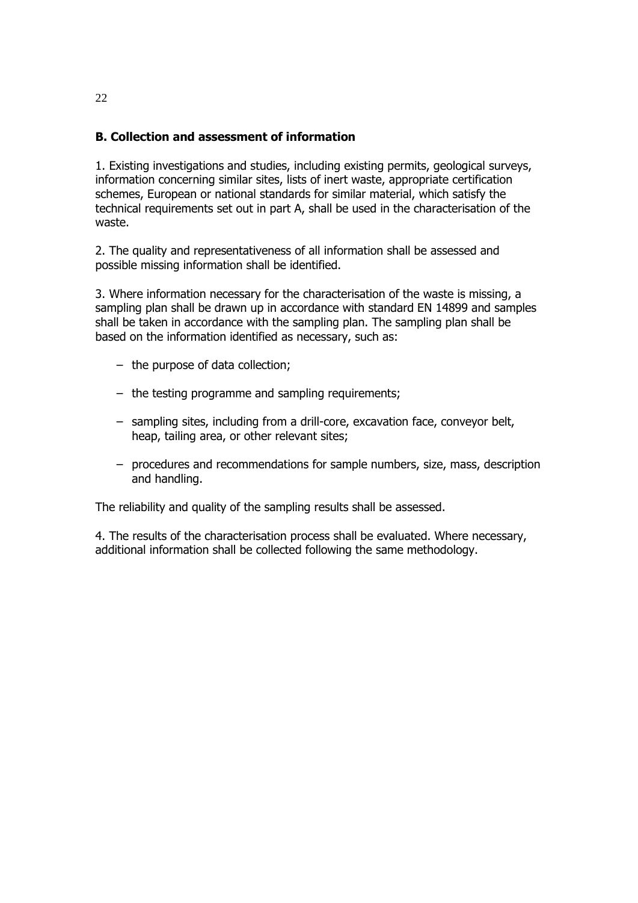**B. Collection and assessment of information**

1. Existing investigations and studies, including existing permits, geological surveys, information concerning similar sites, lists of inert waste, appropriate certification schemes, European or national standards for similar material, which satisfy the technical requirements set out in part A, shall be used in the characterisation of the waste.

2. The quality and representativeness of all information shall be assessed and possible missing information shall be identified.

3. Where information necessary for the characterisation of the waste is missing, a sampling plan shall be drawn up in accordance with standard EN 14899 and samples shall be taken in accordance with the sampling plan. The sampling plan shall be based on the information identified as necessary, such as:

- the purpose of data collection;
- the testing programme and sampling requirements;
- sampling sites, including from a drill-core, excavation face, conveyor belt, heap, tailing area, or other relevant sites;
- procedures and recommendations for sample numbers, size, mass, description and handling.

The reliability and quality of the sampling results shall be assessed.

4. The results of the characterisation process shall be evaluated. Where necessary, additional information shall be collected following the same methodology.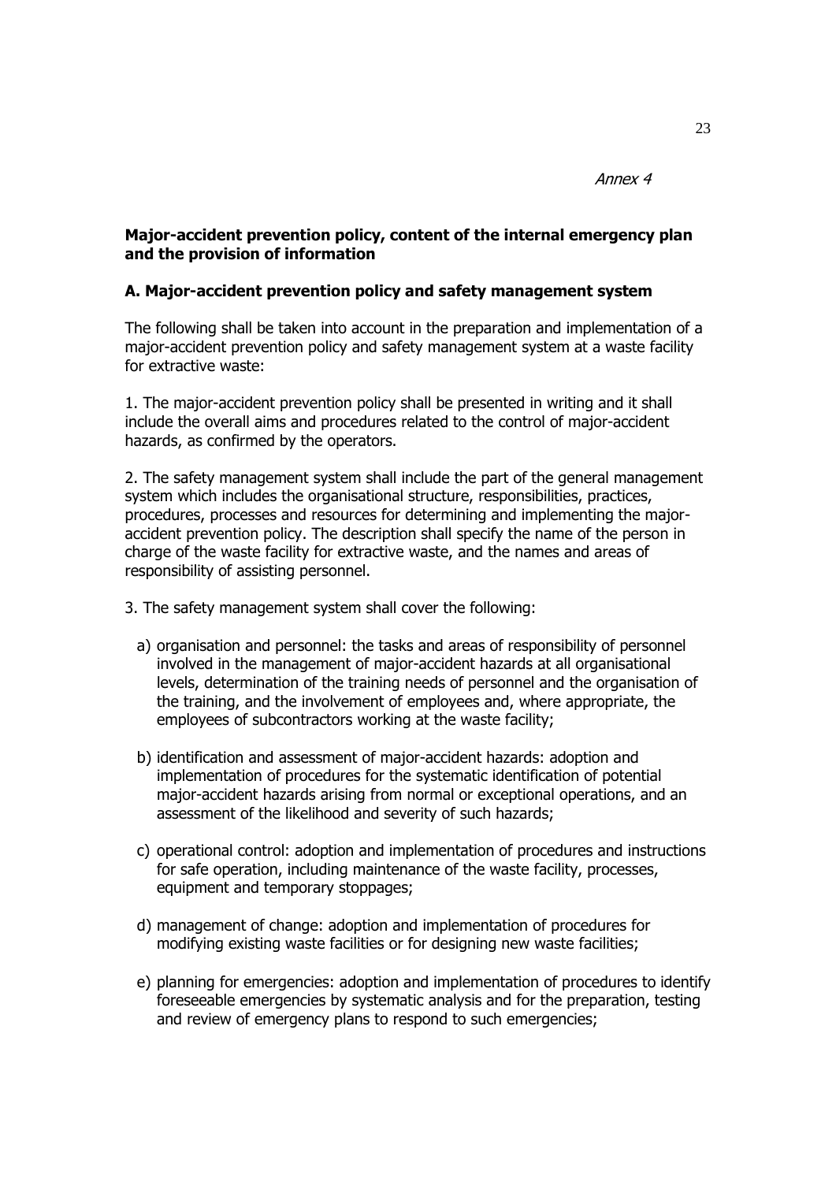*Annex 4*

**Major-accident prevention policy, content of the internal emergency plan and the provision of information**

**A. Major-accident prevention policy and safety management system**

The following shall be taken into account in the preparation and implementation of a major-accident prevention policy and safety management system at a waste facility for extractive waste:

1. The major-accident prevention policy shall be presented in writing and it shall include the overall aims and procedures related to the control of major-accident hazards, as confirmed by the operators.

2. The safety management system shall include the part of the general management system which includes the organisational structure, responsibilities, practices, procedures, processes and resources for determining and implementing the major-accident prevention policy. The description shall specify the name of the person in charge of the waste facility for extractive waste, and the names and areas of responsibility of assisting personnel.

3. The safety management system shall cover the following:

a) organisation and personnel: the tasks and areas of responsibility of personnel involved in the management of major-accident hazards at all organisational levels, determination of the training needs of personnel and the organisation of the training, and the involvement of employees and, where appropriate, the employees of subcontractors working at the waste facility;

b) identification and assessment of major-accident hazards: adoption and implementation of procedures for the systematic identification of potential major-accident hazards arising from normal or exceptional operations, and an assessment of the likelihood and severity of such hazards;

c) operational control: adoption and implementation of procedures and instructions for safe operation, including maintenance of the waste facility, processes, equipment and temporary stoppages;

d) management of change: adoption and implementation of procedures for modifying existing waste facilities or for designing new waste facilities;

e) planning for emergencies: adoption and implementation of procedures to identify foreseeable emergencies by systematic analysis and for the preparation, testing and review of emergency plans to respond to such emergencies;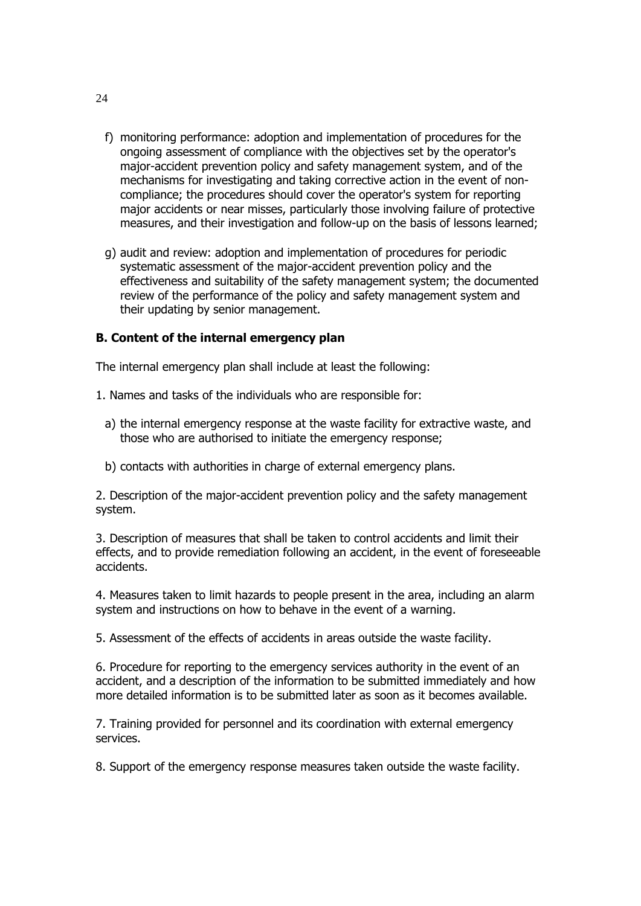f) monitoring performance: adoption and implementation of procedures for the ongoing assessment of compliance with the objectives set by the operator's major-accident prevention policy and safety management system, and of the mechanisms for investigating and taking corrective action in the event of non-compliance; the procedures should cover the operator's system for reporting major accidents or near misses, particularly those involving failure of protective measures, and their investigation and follow-up on the basis of lessons learned;

g) audit and review: adoption and implementation of procedures for periodic systematic assessment of the major-accident prevention policy and the effectiveness and suitability of the safety management system; the documented review of the performance of the policy and safety management system and their updating by senior management.

**B. Content of the internal emergency plan**

The internal emergency plan shall include at least the following:

1. Names and tasks of the individuals who are responsible for:

   a) the internal emergency response at the waste facility for extractive waste, and those who are authorised to initiate the emergency response;

   b) contacts with authorities in charge of external emergency plans.

2. Description of the major-accident prevention policy and the safety management system.

3. Description of measures that shall be taken to control accidents and limit their effects, and to provide remediation following an accident, in the event of foreseeable accidents.

4. Measures taken to limit hazards to people present in the area, including an alarm system and instructions on how to behave in the event of a warning.

5. Assessment of the effects of accidents in areas outside the waste facility.

6. Procedure for reporting to the emergency services authority in the event of an accident, and a description of the information to be submitted immediately and how more detailed information is to be submitted later as soon as it becomes available.

7. Training provided for personnel and its coordination with external emergency services.

8. Support of the emergency response measures taken outside the waste facility.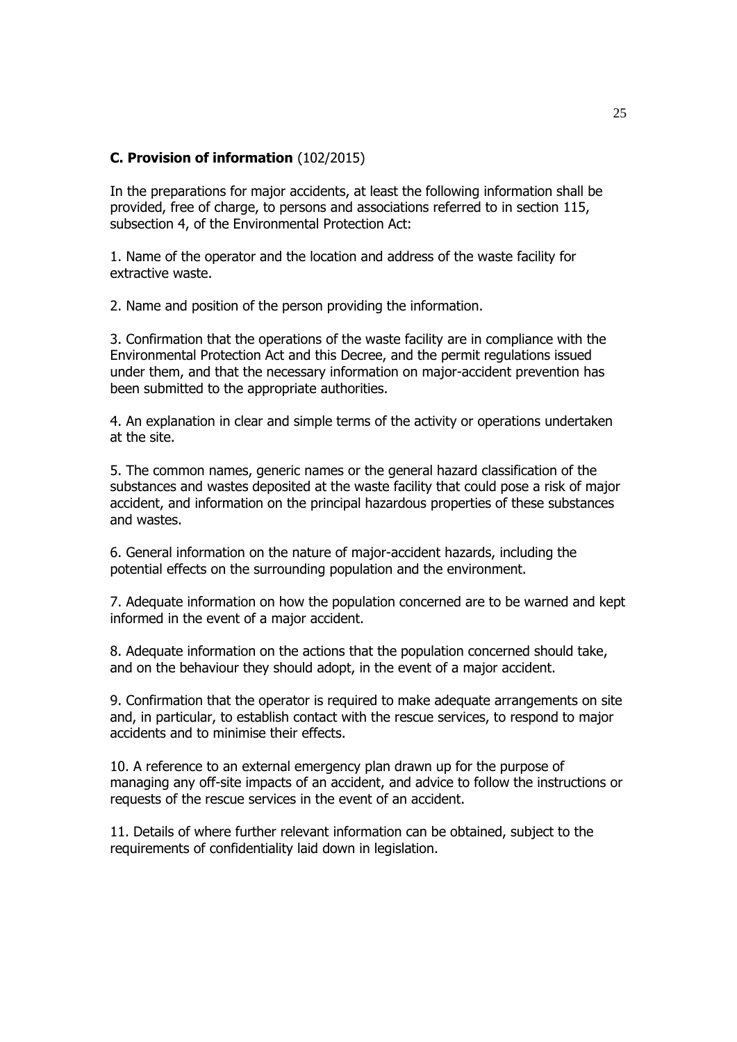**C. Provision of information** (102/2015)

In the preparations for major accidents, at least the following information shall be provided, free of charge, to persons and associations referred to in section 115, subsection 4, of the Environmental Protection Act:

1. Name of the operator and the location and address of the waste facility for extractive waste.

2. Name and position of the person providing the information.

3. Confirmation that the operations of the waste facility are in compliance with the Environmental Protection Act and this Decree, and the permit regulations issued under them, and that the necessary information on major-accident prevention has been submitted to the appropriate authorities.

4. An explanation in clear and simple terms of the activity or operations undertaken at the site.

5. The common names, generic names or the general hazard classification of the substances and wastes deposited at the waste facility that could pose a risk of major accident, and information on the principal hazardous properties of these substances and wastes.

6. General information on the nature of major-accident hazards, including the potential effects on the surrounding population and the environment.

7. Adequate information on how the population concerned are to be warned and kept informed in the event of a major accident.

8. Adequate information on the actions that the population concerned should take, and on the behaviour they should adopt, in the event of a major accident.

9. Confirmation that the operator is required to make adequate arrangements on site and, in particular, to establish contact with the rescue services, to respond to major accidents and to minimise their effects.

10. A reference to an external emergency plan drawn up for the purpose of managing any off-site impacts of an accident, and advice to follow the instructions or requests of the rescue services in the event of an accident.

11. Details of where further relevant information can be obtained, subject to the requirements of confidentiality laid down in legislation.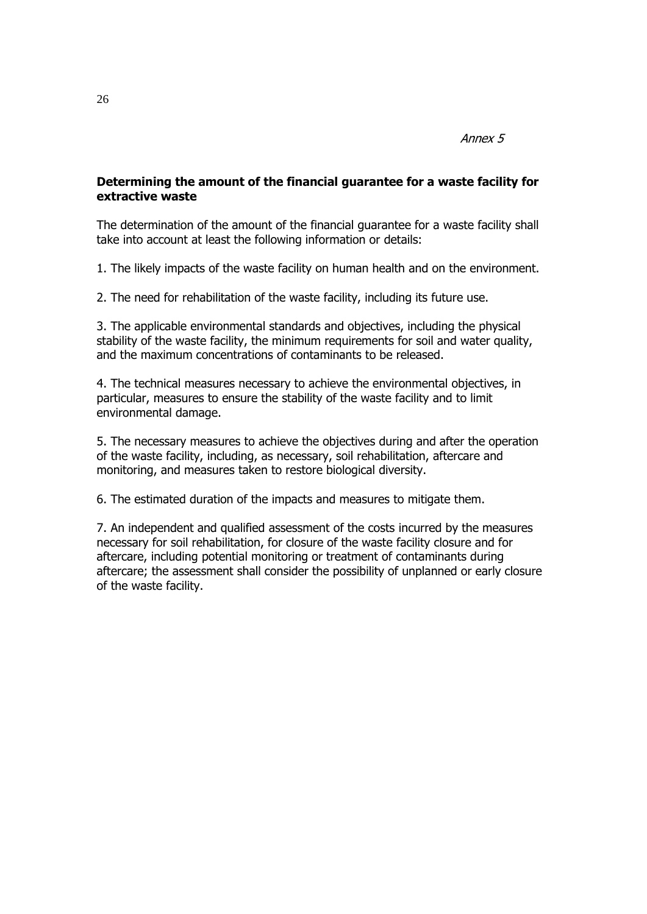*Annex 5*

**Determining the amount of the financial guarantee for a waste facility for extractive waste**

The determination of the amount of the financial guarantee for a waste facility shall take into account at least the following information or details:

1. The likely impacts of the waste facility on human health and on the environment.

2. The need for rehabilitation of the waste facility, including its future use.

3. The applicable environmental standards and objectives, including the physical stability of the waste facility, the minimum requirements for soil and water quality, and the maximum concentrations of contaminants to be released.

4. The technical measures necessary to achieve the environmental objectives, in particular, measures to ensure the stability of the waste facility and to limit environmental damage.

5. The necessary measures to achieve the objectives during and after the operation of the waste facility, including, as necessary, soil rehabilitation, aftercare and monitoring, and measures taken to restore biological diversity.

6. The estimated duration of the impacts and measures to mitigate them.

7. An independent and qualified assessment of the costs incurred by the measures necessary for soil rehabilitation, for closure of the waste facility closure and for aftercare, including potential monitoring or treatment of contaminants during aftercare; the assessment shall consider the possibility of unplanned or early closure of the waste facility.